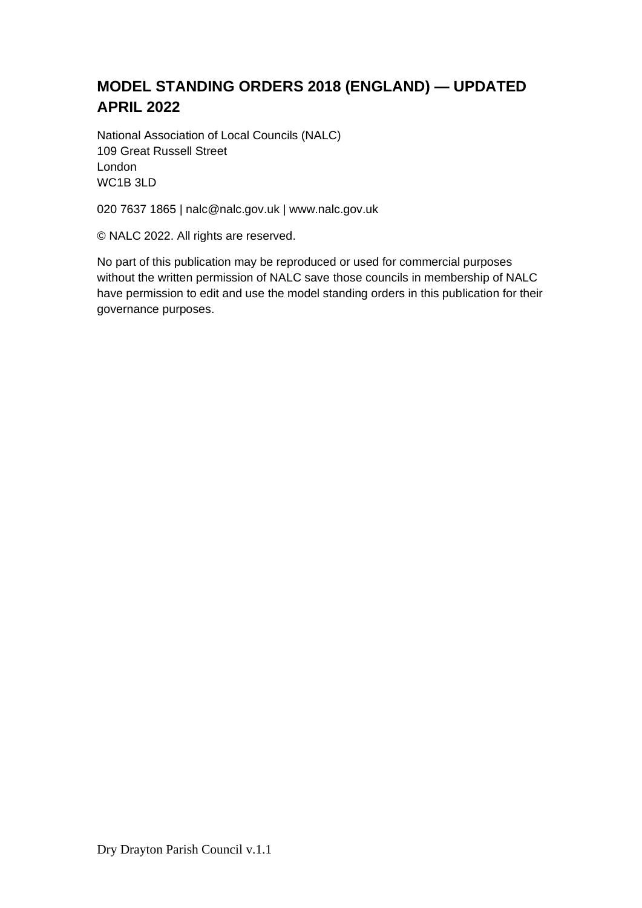# MODEL STANDING ORDERS 2018 (ENGLAND) — UPDATED APRIL 2022

National Association of Local Councils (NALC)
109 Great Russell Street
London
WC1B 3LD

020 7637 1865 | nalc@nalc.gov.uk | www.nalc.gov.uk

© NALC 2022. All rights are reserved.

No part of this publication may be reproduced or used for commercial purposes without the written permission of NALC save those councils in membership of NALC have permission to edit and use the model standing orders in this publication for their governance purposes.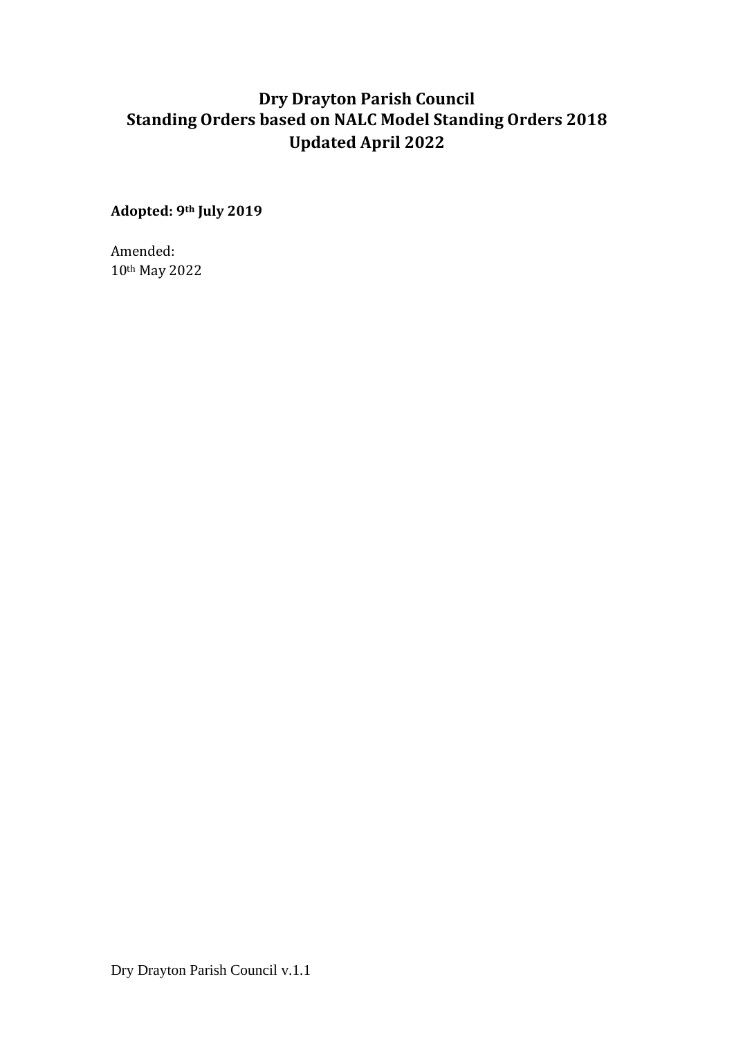# Dry Drayton Parish Council
## Standing Orders based on NALC Model Standing Orders 2018
## Updated April 2022

**Adopted: 9th July 2019**

Amended:
10th May 2022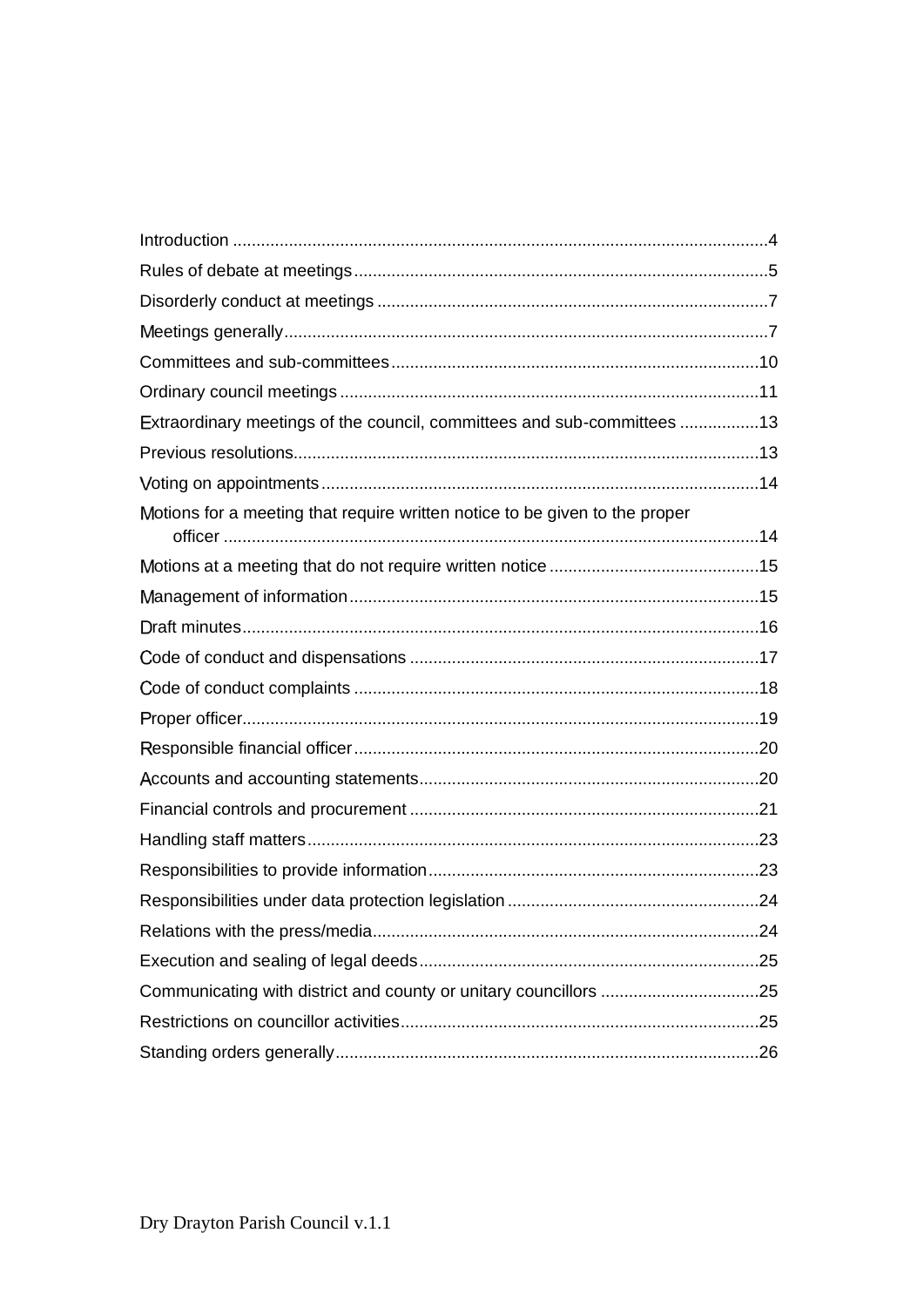Introduction ..................................................................................................................4

Rules of debate at meetings........................................................................................5

Disorderly conduct at meetings ...................................................................................7

Meetings generally.......................................................................................................7

Committees and sub-committees...............................................................................10

Ordinary council meetings .........................................................................................11

Extraordinary meetings of the council, committees and sub-committees .................13

Previous resolutions...................................................................................................13

Voting on appointments .............................................................................................14

Motions for a meeting that require written notice to be given to the proper officer ..................................................................................................................14

Motions at a meeting that do not require written notice .............................................15

Management of information.......................................................................................15

Draft minutes..............................................................................................................16

Code of conduct and dispensations ..........................................................................17

Code of conduct complaints ......................................................................................18

Proper officer..............................................................................................................19

Responsible financial officer......................................................................................20

Accounts and accounting statements........................................................................20

Financial controls and procurement ..........................................................................21

Handling staff matters................................................................................................23

Responsibilities to provide information......................................................................23

Responsibilities under data protection legislation .....................................................24

Relations with the press/media..................................................................................24

Execution and sealing of legal deeds........................................................................25

Communicating with district and county or unitary councillors ..................................25

Restrictions on councillor activities............................................................................25

Standing orders generally..........................................................................................26

Dry Drayton Parish Council v.1.1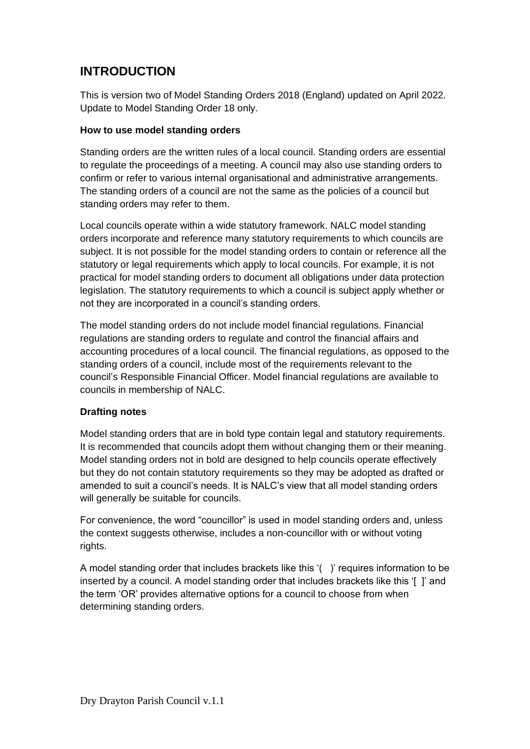## INTRODUCTION

This is version two of Model Standing Orders 2018 (England) updated on April 2022. Update to Model Standing Order 18 only.

**How to use model standing orders**

Standing orders are the written rules of a local council. Standing orders are essential to regulate the proceedings of a meeting. A council may also use standing orders to confirm or refer to various internal organisational and administrative arrangements. The standing orders of a council are not the same as the policies of a council but standing orders may refer to them.

Local councils operate within a wide statutory framework. NALC model standing orders incorporate and reference many statutory requirements to which councils are subject. It is not possible for the model standing orders to contain or reference all the statutory or legal requirements which apply to local councils. For example, it is not practical for model standing orders to document all obligations under data protection legislation. The statutory requirements to which a council is subject apply whether or not they are incorporated in a council's standing orders.

The model standing orders do not include model financial regulations. Financial regulations are standing orders to regulate and control the financial affairs and accounting procedures of a local council. The financial regulations, as opposed to the standing orders of a council, include most of the requirements relevant to the council's Responsible Financial Officer. Model financial regulations are available to councils in membership of NALC.

**Drafting notes**

Model standing orders that are in bold type contain legal and statutory requirements. It is recommended that councils adopt them without changing them or their meaning. Model standing orders not in bold are designed to help councils operate effectively but they do not contain statutory requirements so they may be adopted as drafted or amended to suit a council's needs. It is NALC's view that all model standing orders will generally be suitable for councils.

For convenience, the word "councillor" is used in model standing orders and, unless the context suggests otherwise, includes a non-councillor with or without voting rights.

A model standing order that includes brackets like this '( )' requires information to be inserted by a council. A model standing order that includes brackets like this '[ ]' and the term 'OR' provides alternative options for a council to choose from when determining standing orders.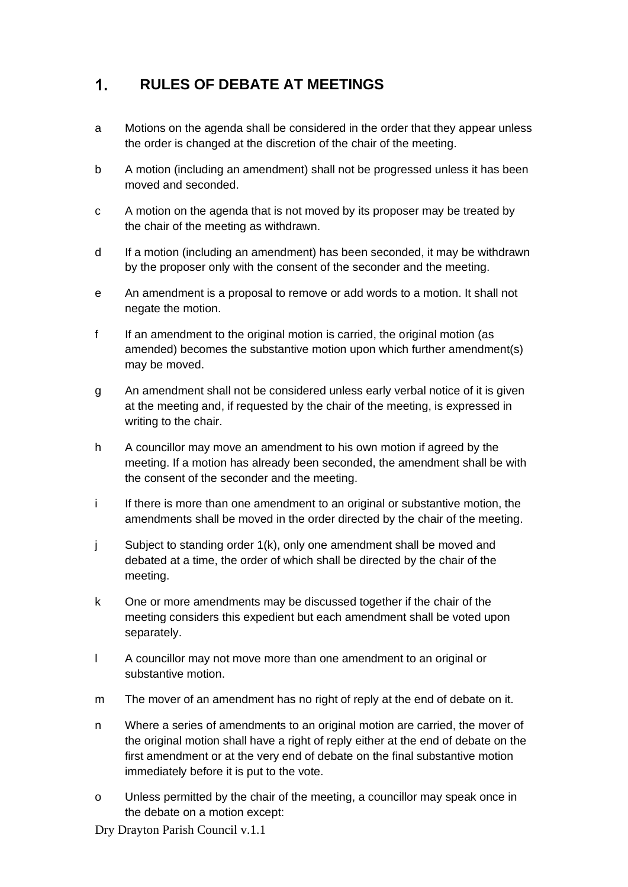# 1. RULES OF DEBATE AT MEETINGS

a Motions on the agenda shall be considered in the order that they appear unless the order is changed at the discretion of the chair of the meeting.

b A motion (including an amendment) shall not be progressed unless it has been moved and seconded.

c A motion on the agenda that is not moved by its proposer may be treated by the chair of the meeting as withdrawn.

d If a motion (including an amendment) has been seconded, it may be withdrawn by the proposer only with the consent of the seconder and the meeting.

e An amendment is a proposal to remove or add words to a motion. It shall not negate the motion.

f If an amendment to the original motion is carried, the original motion (as amended) becomes the substantive motion upon which further amendment(s) may be moved.

g An amendment shall not be considered unless early verbal notice of it is given at the meeting and, if requested by the chair of the meeting, is expressed in writing to the chair.

h A councillor may move an amendment to his own motion if agreed by the meeting. If a motion has already been seconded, the amendment shall be with the consent of the seconder and the meeting.

i If there is more than one amendment to an original or substantive motion, the amendments shall be moved in the order directed by the chair of the meeting.

j Subject to standing order 1(k), only one amendment shall be moved and debated at a time, the order of which shall be directed by the chair of the meeting.

k One or more amendments may be discussed together if the chair of the meeting considers this expedient but each amendment shall be voted upon separately.

l A councillor may not move more than one amendment to an original or substantive motion.

m The mover of an amendment has no right of reply at the end of debate on it.

n Where a series of amendments to an original motion are carried, the mover of the original motion shall have a right of reply either at the end of debate on the first amendment or at the very end of debate on the final substantive motion immediately before it is put to the vote.

o Unless permitted by the chair of the meeting, a councillor may speak once in the debate on a motion except: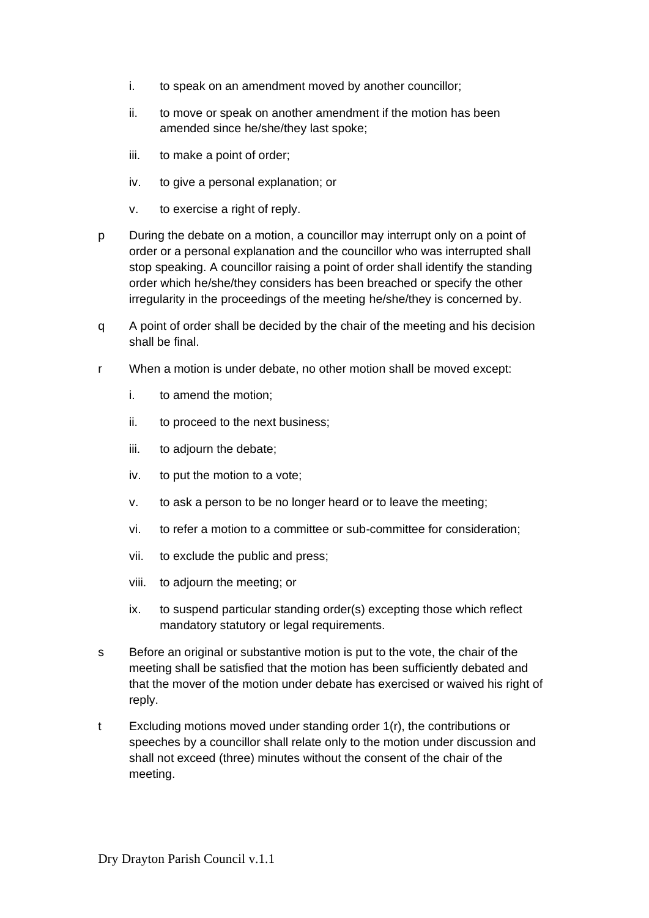i. to speak on an amendment moved by another councillor;

   ii. to move or speak on another amendment if the motion has been amended since he/she/they last spoke;

   iii. to make a point of order;

   iv. to give a personal explanation; or

   v. to exercise a right of reply.

p During the debate on a motion, a councillor may interrupt only on a point of order or a personal explanation and the councillor who was interrupted shall stop speaking. A councillor raising a point of order shall identify the standing order which he/she/they considers has been breached or specify the other irregularity in the proceedings of the meeting he/she/they is concerned by.

q A point of order shall be decided by the chair of the meeting and his decision shall be final.

r When a motion is under debate, no other motion shall be moved except:

   i. to amend the motion;

   ii. to proceed to the next business;

   iii. to adjourn the debate;

   iv. to put the motion to a vote;

   v. to ask a person to be no longer heard or to leave the meeting;

   vi. to refer a motion to a committee or sub-committee for consideration;

   vii. to exclude the public and press;

   viii. to adjourn the meeting; or

   ix. to suspend particular standing order(s) excepting those which reflect mandatory statutory or legal requirements.

s Before an original or substantive motion is put to the vote, the chair of the meeting shall be satisfied that the motion has been sufficiently debated and that the mover of the motion under debate has exercised or waived his right of reply.

t Excluding motions moved under standing order 1(r), the contributions or speeches by a councillor shall relate only to the motion under discussion and shall not exceed (three) minutes without the consent of the chair of the meeting.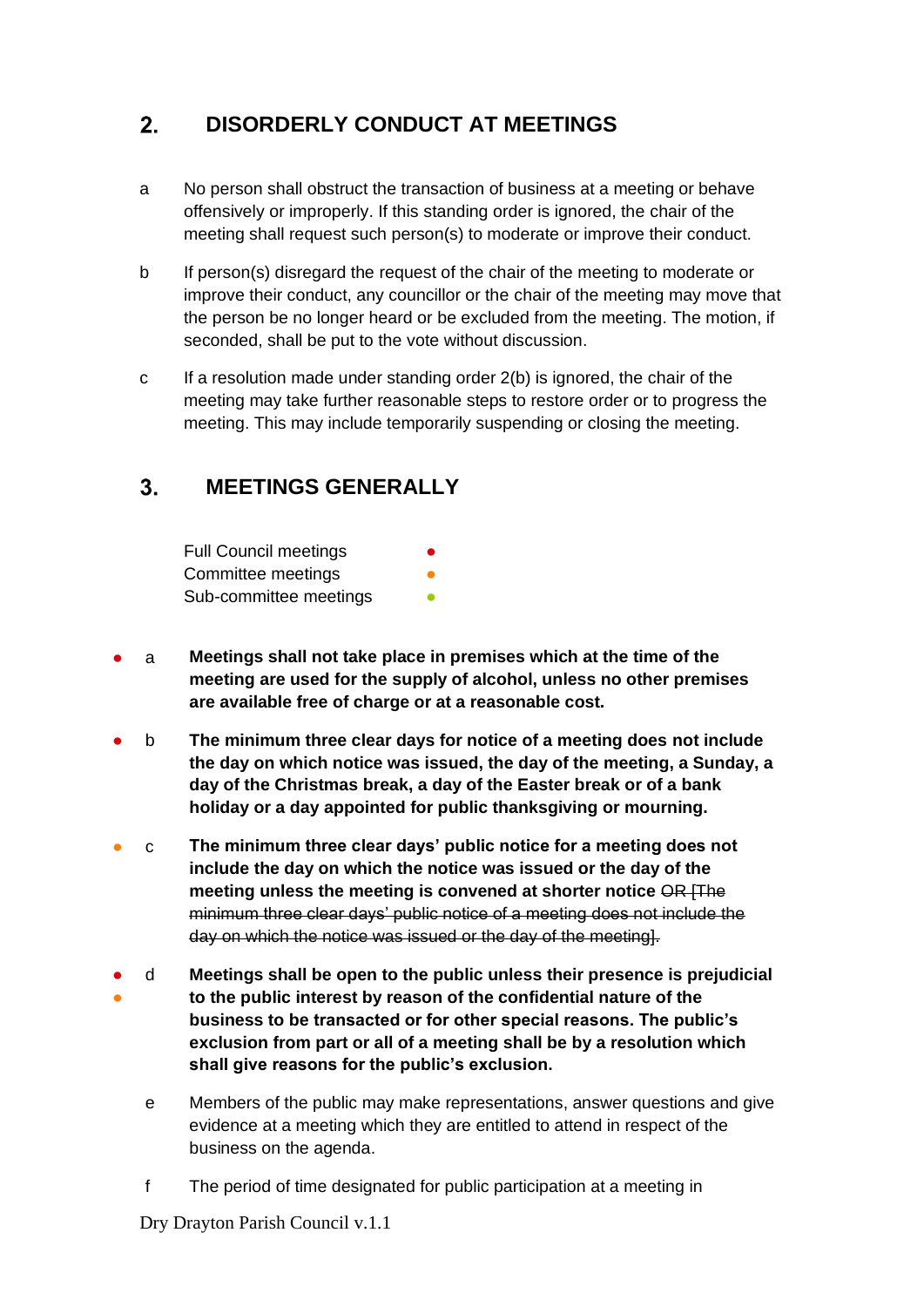## 2. DISORDERLY CONDUCT AT MEETINGS

a No person shall obstruct the transaction of business at a meeting or behave offensively or improperly. If this standing order is ignored, the chair of the meeting shall request such person(s) to moderate or improve their conduct.

b If person(s) disregard the request of the chair of the meeting to moderate or improve their conduct, any councillor or the chair of the meeting may move that the person be no longer heard or be excluded from the meeting. The motion, if seconded, shall be put to the vote without discussion.

c If a resolution made under standing order 2(b) is ignored, the chair of the meeting may take further reasonable steps to restore order or to progress the meeting. This may include temporarily suspending or closing the meeting.

## 3. MEETINGS GENERALLY

| | |
|---|---|
| Full Council meetings | ● (red) |
| Committee meetings | ● (orange) |
| Sub-committee meetings | ● (green) |

● (red) a **Meetings shall not take place in premises which at the time of the meeting are used for the supply of alcohol, unless no other premises are available free of charge or at a reasonable cost.**

● (red) b **The minimum three clear days for notice of a meeting does not include the day on which notice was issued, the day of the meeting, a Sunday, a day of the Christmas break, a day of the Easter break or of a bank holiday or a day appointed for public thanksgiving or mourning.**

● (orange) c **The minimum three clear days' public notice for a meeting does not include the day on which the notice was issued or the day of the meeting unless the meeting is convened at shorter notice** ~~OR [The minimum three clear days' public notice of a meeting does not include the day on which the notice was issued or the day of the meeting]~~.

● (red) ● (orange) d **Meetings shall be open to the public unless their presence is prejudicial to the public interest by reason of the confidential nature of the business to be transacted or for other special reasons. The public's exclusion from part or all of a meeting shall be by a resolution which shall give reasons for the public's exclusion.**

e Members of the public may make representations, answer questions and give evidence at a meeting which they are entitled to attend in respect of the business on the agenda.

f The period of time designated for public participation at a meeting in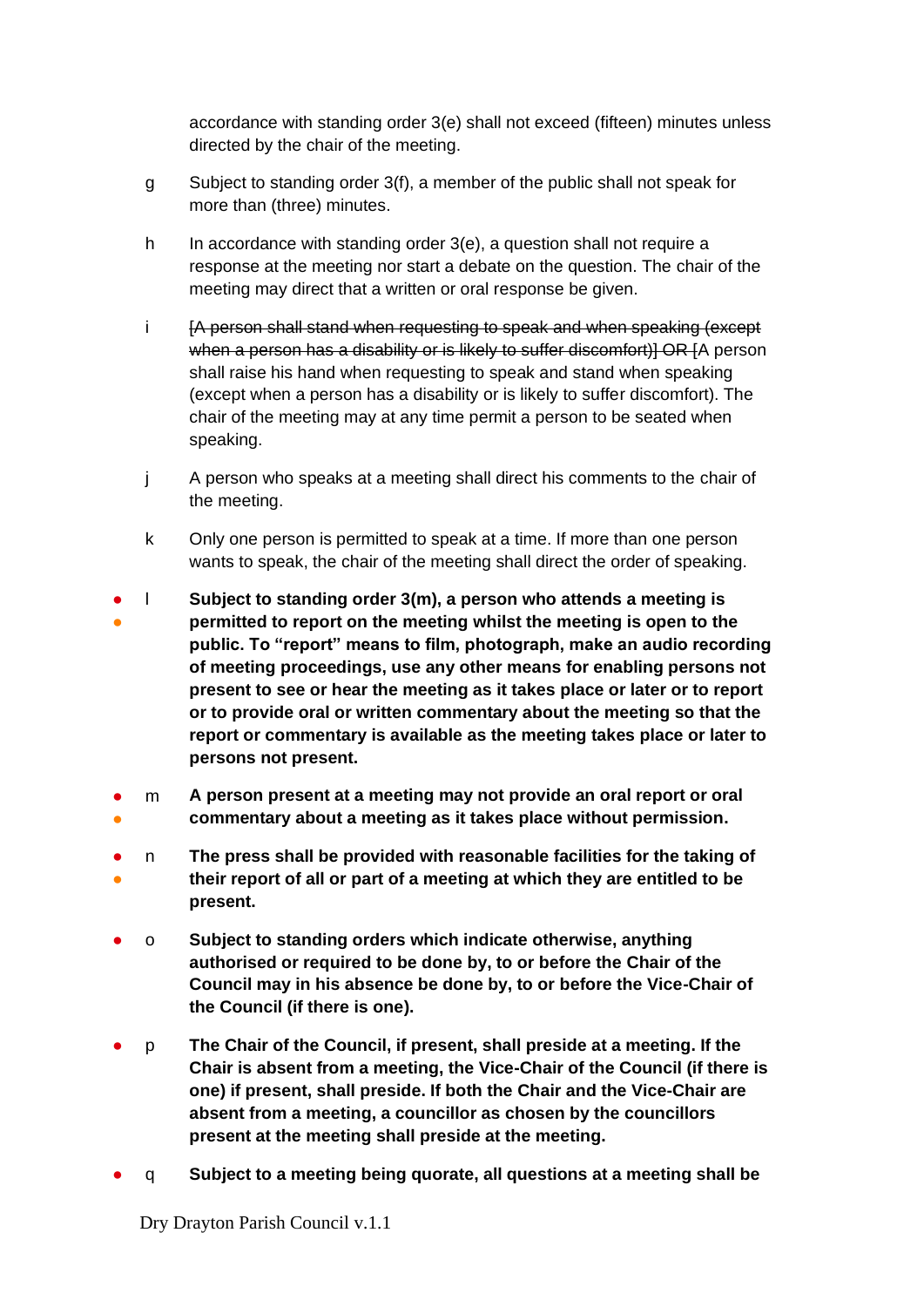accordance with standing order 3(e) shall not exceed (fifteen) minutes unless directed by the chair of the meeting.

g Subject to standing order 3(f), a member of the public shall not speak for more than (three) minutes.

h In accordance with standing order 3(e), a question shall not require a response at the meeting nor start a debate on the question. The chair of the meeting may direct that a written or oral response be given.

i ~~[A person shall stand when requesting to speak and when speaking (except when a person has a disability or is likely to suffer discomfort)] OR~~ [A person shall raise his hand when requesting to speak and stand when speaking (except when a person has a disability or is likely to suffer discomfort). The chair of the meeting may at any time permit a person to be seated when speaking.

j A person who speaks at a meeting shall direct his comments to the chair of the meeting.

k Only one person is permitted to speak at a time. If more than one person wants to speak, the chair of the meeting shall direct the order of speaking.

- ● l **Subject to standing order 3(m), a person who attends a meeting is permitted to report on the meeting whilst the meeting is open to the public. To "report" means to film, photograph, make an audio recording of meeting proceedings, use any other means for enabling persons not present to see or hear the meeting as it takes place or later or to report or to provide oral or written commentary about the meeting so that the report or commentary is available as the meeting takes place or later to persons not present.**

- ● m **A person present at a meeting may not provide an oral report or oral commentary about a meeting as it takes place without permission.**

- ● n **The press shall be provided with reasonable facilities for the taking of their report of all or part of a meeting at which they are entitled to be present.**

- o **Subject to standing orders which indicate otherwise, anything authorised or required to be done by, to or before the Chair of the Council may in his absence be done by, to or before the Vice-Chair of the Council (if there is one).**

- p **The Chair of the Council, if present, shall preside at a meeting. If the Chair is absent from a meeting, the Vice-Chair of the Council (if there is one) if present, shall preside. If both the Chair and the Vice-Chair are absent from a meeting, a councillor as chosen by the councillors present at the meeting shall preside at the meeting.**

- q **Subject to a meeting being quorate, all questions at a meeting shall be**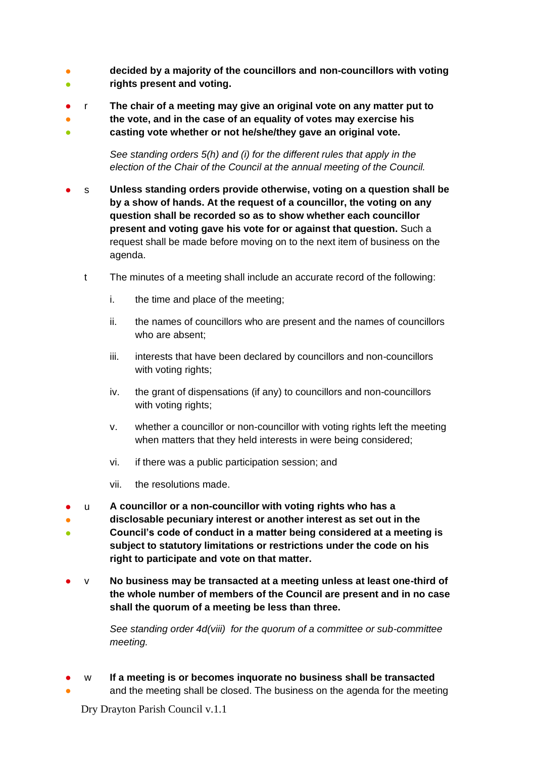**decided by a majority of the councillors and non-councillors with voting rights present and voting.**

r **The chair of a meeting may give an original vote on any matter put to the vote, and in the case of an equality of votes may exercise his casting vote whether or not he/she/they gave an original vote.**

*See standing orders 5(h) and (i) for the different rules that apply in the election of the Chair of the Council at the annual meeting of the Council.*

s **Unless standing orders provide otherwise, voting on a question shall be by a show of hands. At the request of a councillor, the voting on any question shall be recorded so as to show whether each councillor present and voting gave his vote for or against that question.** Such a request shall be made before moving on to the next item of business on the agenda.

t The minutes of a meeting shall include an accurate record of the following:

i. the time and place of the meeting;

ii. the names of councillors who are present and the names of councillors who are absent;

iii. interests that have been declared by councillors and non-councillors with voting rights;

iv. the grant of dispensations (if any) to councillors and non-councillors with voting rights;

v. whether a councillor or non-councillor with voting rights left the meeting when matters that they held interests in were being considered;

vi. if there was a public participation session; and

vii. the resolutions made.

u **A councillor or a non-councillor with voting rights who has a disclosable pecuniary interest or another interest as set out in the Council's code of conduct in a matter being considered at a meeting is subject to statutory limitations or restrictions under the code on his right to participate and vote on that matter.**

v **No business may be transacted at a meeting unless at least one-third of the whole number of members of the Council are present and in no case shall the quorum of a meeting be less than three.**

*See standing order 4d(viii) for the quorum of a committee or sub-committee meeting.*

w **If a meeting is or becomes inquorate no business shall be transacted** and the meeting shall be closed. The business on the agenda for the meeting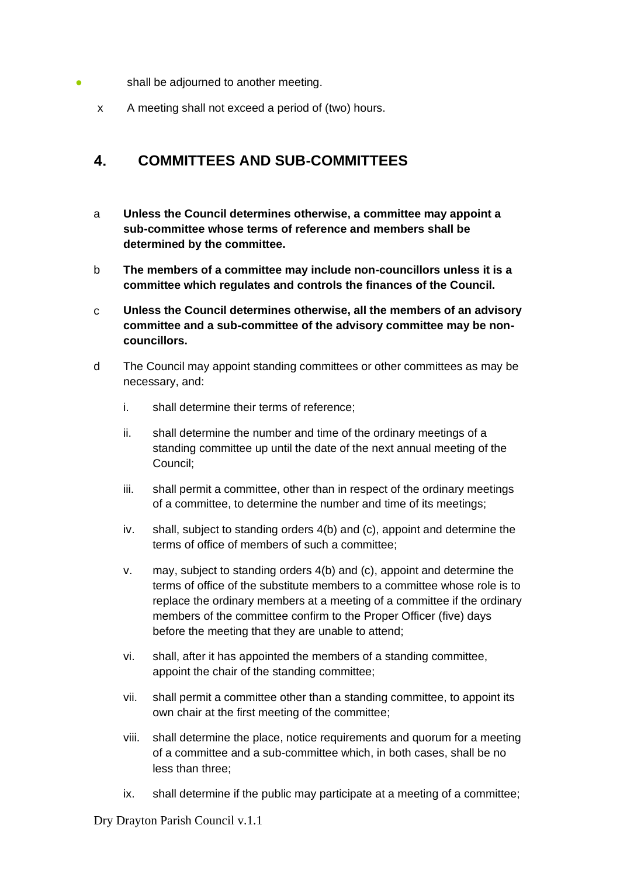- shall be adjourned to another meeting.

x A meeting shall not exceed a period of (two) hours.

## 4. COMMITTEES AND SUB-COMMITTEES

a **Unless the Council determines otherwise, a committee may appoint a sub-committee whose terms of reference and members shall be determined by the committee.**

b **The members of a committee may include non-councillors unless it is a committee which regulates and controls the finances of the Council.**

c **Unless the Council determines otherwise, all the members of an advisory committee and a sub-committee of the advisory committee may be non-councillors.**

d The Council may appoint standing committees or other committees as may be necessary, and:

i. shall determine their terms of reference;

ii. shall determine the number and time of the ordinary meetings of a standing committee up until the date of the next annual meeting of the Council;

iii. shall permit a committee, other than in respect of the ordinary meetings of a committee, to determine the number and time of its meetings;

iv. shall, subject to standing orders 4(b) and (c), appoint and determine the terms of office of members of such a committee;

v. may, subject to standing orders 4(b) and (c), appoint and determine the terms of office of the substitute members to a committee whose role is to replace the ordinary members at a meeting of a committee if the ordinary members of the committee confirm to the Proper Officer (five) days before the meeting that they are unable to attend;

vi. shall, after it has appointed the members of a standing committee, appoint the chair of the standing committee;

vii. shall permit a committee other than a standing committee, to appoint its own chair at the first meeting of the committee;

viii. shall determine the place, notice requirements and quorum for a meeting of a committee and a sub-committee which, in both cases, shall be no less than three;

ix. shall determine if the public may participate at a meeting of a committee;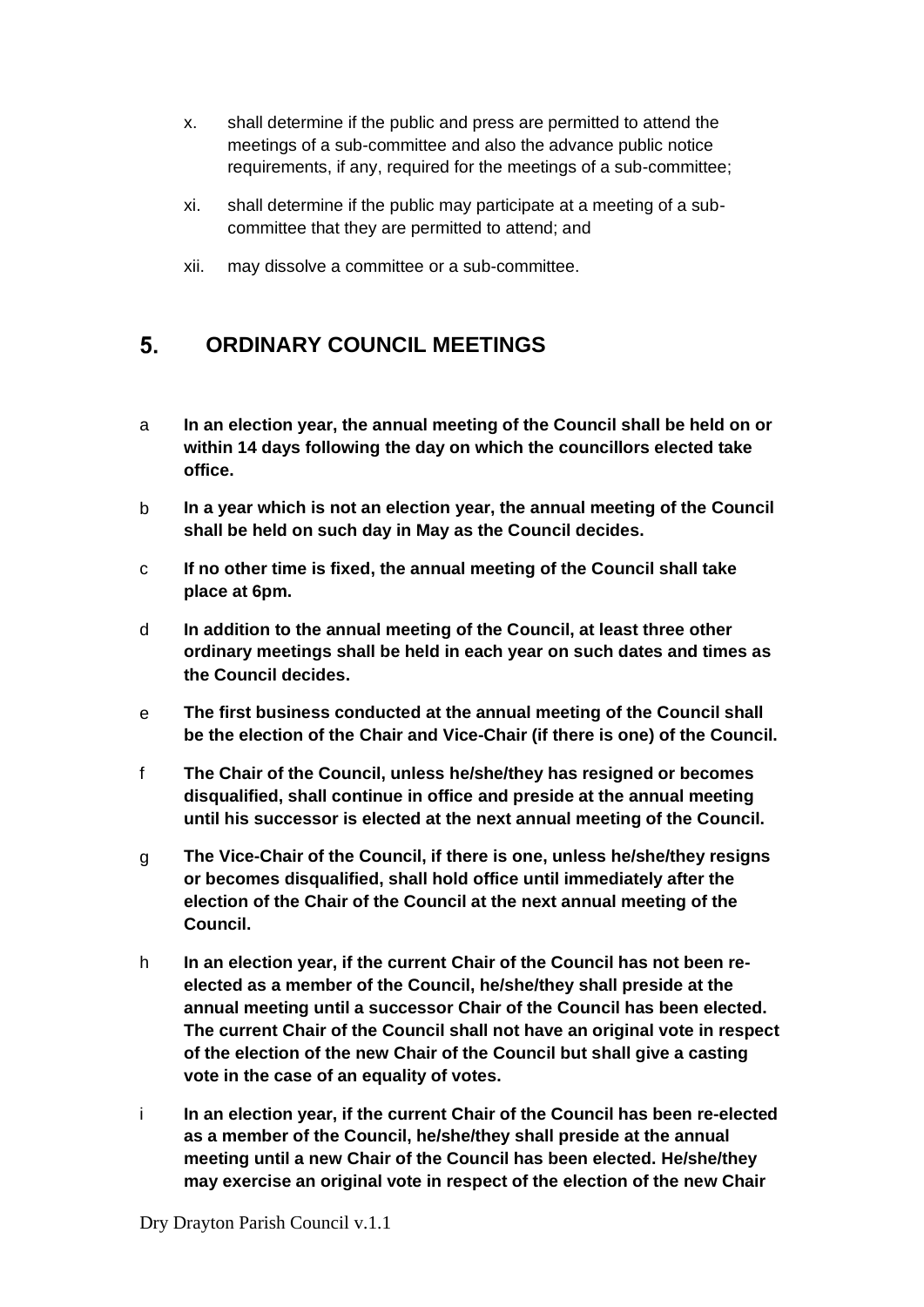x. shall determine if the public and press are permitted to attend the meetings of a sub-committee and also the advance public notice requirements, if any, required for the meetings of a sub-committee;

xi. shall determine if the public may participate at a meeting of a sub-committee that they are permitted to attend; and

xii. may dissolve a committee or a sub-committee.

## 5. ORDINARY COUNCIL MEETINGS

a **In an election year, the annual meeting of the Council shall be held on or within 14 days following the day on which the councillors elected take office.**

b **In a year which is not an election year, the annual meeting of the Council shall be held on such day in May as the Council decides.**

c **If no other time is fixed, the annual meeting of the Council shall take place at 6pm.**

d **In addition to the annual meeting of the Council, at least three other ordinary meetings shall be held in each year on such dates and times as the Council decides.**

e **The first business conducted at the annual meeting of the Council shall be the election of the Chair and Vice-Chair (if there is one) of the Council.**

f **The Chair of the Council, unless he/she/they has resigned or becomes disqualified, shall continue in office and preside at the annual meeting until his successor is elected at the next annual meeting of the Council.**

g **The Vice-Chair of the Council, if there is one, unless he/she/they resigns or becomes disqualified, shall hold office until immediately after the election of the Chair of the Council at the next annual meeting of the Council.**

h **In an election year, if the current Chair of the Council has not been re-elected as a member of the Council, he/she/they shall preside at the annual meeting until a successor Chair of the Council has been elected. The current Chair of the Council shall not have an original vote in respect of the election of the new Chair of the Council but shall give a casting vote in the case of an equality of votes.**

i **In an election year, if the current Chair of the Council has been re-elected as a member of the Council, he/she/they shall preside at the annual meeting until a new Chair of the Council has been elected. He/she/they may exercise an original vote in respect of the election of the new Chair**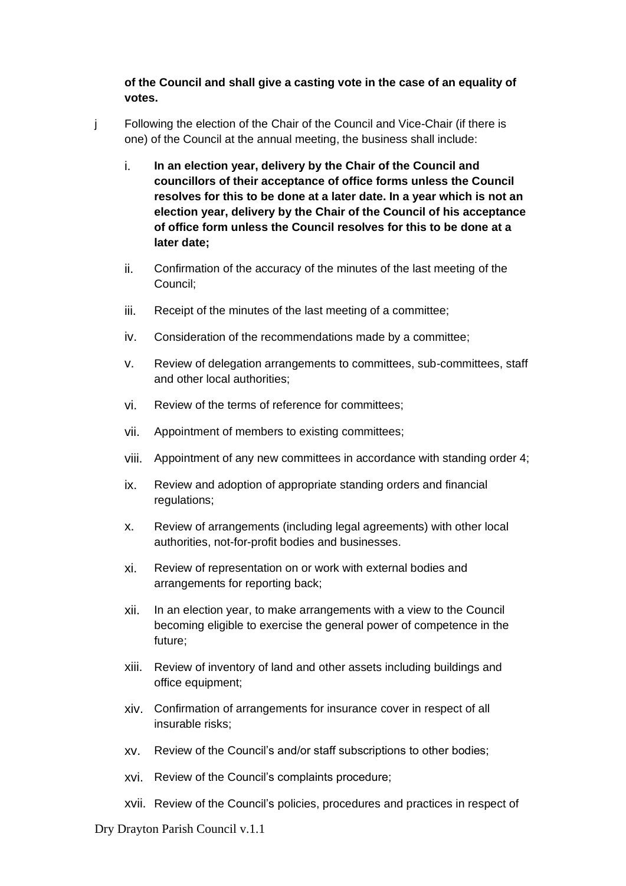**of the Council and shall give a casting vote in the case of an equality of votes.**

j Following the election of the Chair of the Council and Vice-Chair (if there is one) of the Council at the annual meeting, the business shall include:

i. **In an election year, delivery by the Chair of the Council and councillors of their acceptance of office forms unless the Council resolves for this to be done at a later date. In a year which is not an election year, delivery by the Chair of the Council of his acceptance of office form unless the Council resolves for this to be done at a later date;**

ii. Confirmation of the accuracy of the minutes of the last meeting of the Council;

iii. Receipt of the minutes of the last meeting of a committee;

iv. Consideration of the recommendations made by a committee;

v. Review of delegation arrangements to committees, sub-committees, staff and other local authorities;

vi. Review of the terms of reference for committees;

vii. Appointment of members to existing committees;

viii. Appointment of any new committees in accordance with standing order 4;

ix. Review and adoption of appropriate standing orders and financial regulations;

x. Review of arrangements (including legal agreements) with other local authorities, not-for-profit bodies and businesses.

xi. Review of representation on or work with external bodies and arrangements for reporting back;

xii. In an election year, to make arrangements with a view to the Council becoming eligible to exercise the general power of competence in the future;

xiii. Review of inventory of land and other assets including buildings and office equipment;

xiv. Confirmation of arrangements for insurance cover in respect of all insurable risks;

xv. Review of the Council's and/or staff subscriptions to other bodies;

xvi. Review of the Council's complaints procedure;

xvii. Review of the Council's policies, procedures and practices in respect of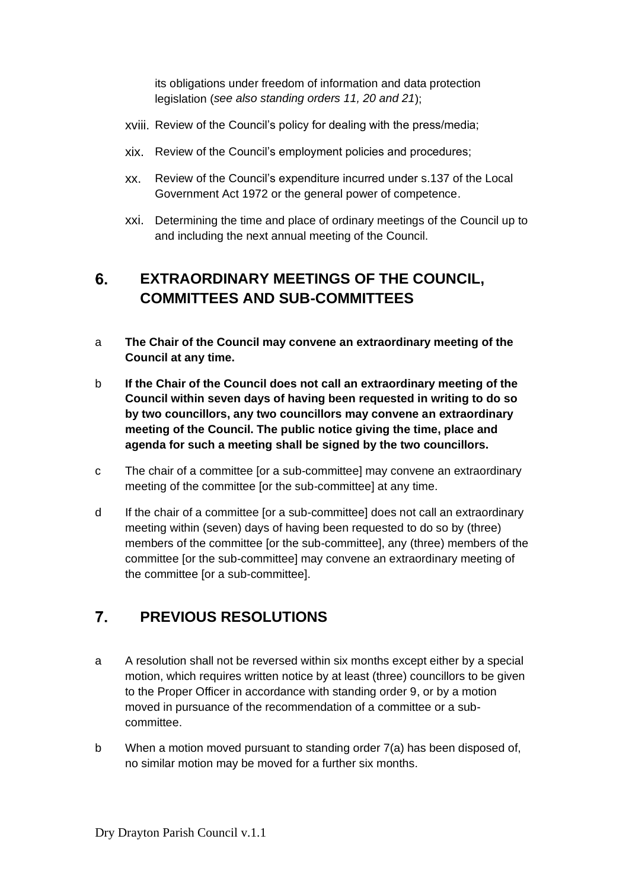its obligations under freedom of information and data protection legislation (*see also standing orders 11, 20 and 21*);

xviii. Review of the Council's policy for dealing with the press/media;

xix. Review of the Council's employment policies and procedures;

xx. Review of the Council's expenditure incurred under s.137 of the Local Government Act 1972 or the general power of competence.

xxi. Determining the time and place of ordinary meetings of the Council up to and including the next annual meeting of the Council.

## 6. EXTRAORDINARY MEETINGS OF THE COUNCIL, COMMITTEES AND SUB-COMMITTEES

a **The Chair of the Council may convene an extraordinary meeting of the Council at any time.**

b **If the Chair of the Council does not call an extraordinary meeting of the Council within seven days of having been requested in writing to do so by two councillors, any two councillors may convene an extraordinary meeting of the Council. The public notice giving the time, place and agenda for such a meeting shall be signed by the two councillors.**

c The chair of a committee [or a sub-committee] may convene an extraordinary meeting of the committee [or the sub-committee] at any time.

d If the chair of a committee [or a sub-committee] does not call an extraordinary meeting within (seven) days of having been requested to do so by (three) members of the committee [or the sub-committee], any (three) members of the committee [or the sub-committee] may convene an extraordinary meeting of the committee [or a sub-committee].

## 7. PREVIOUS RESOLUTIONS

a A resolution shall not be reversed within six months except either by a special motion, which requires written notice by at least (three) councillors to be given to the Proper Officer in accordance with standing order 9, or by a motion moved in pursuance of the recommendation of a committee or a sub-committee.

b When a motion moved pursuant to standing order 7(a) has been disposed of, no similar motion may be moved for a further six months.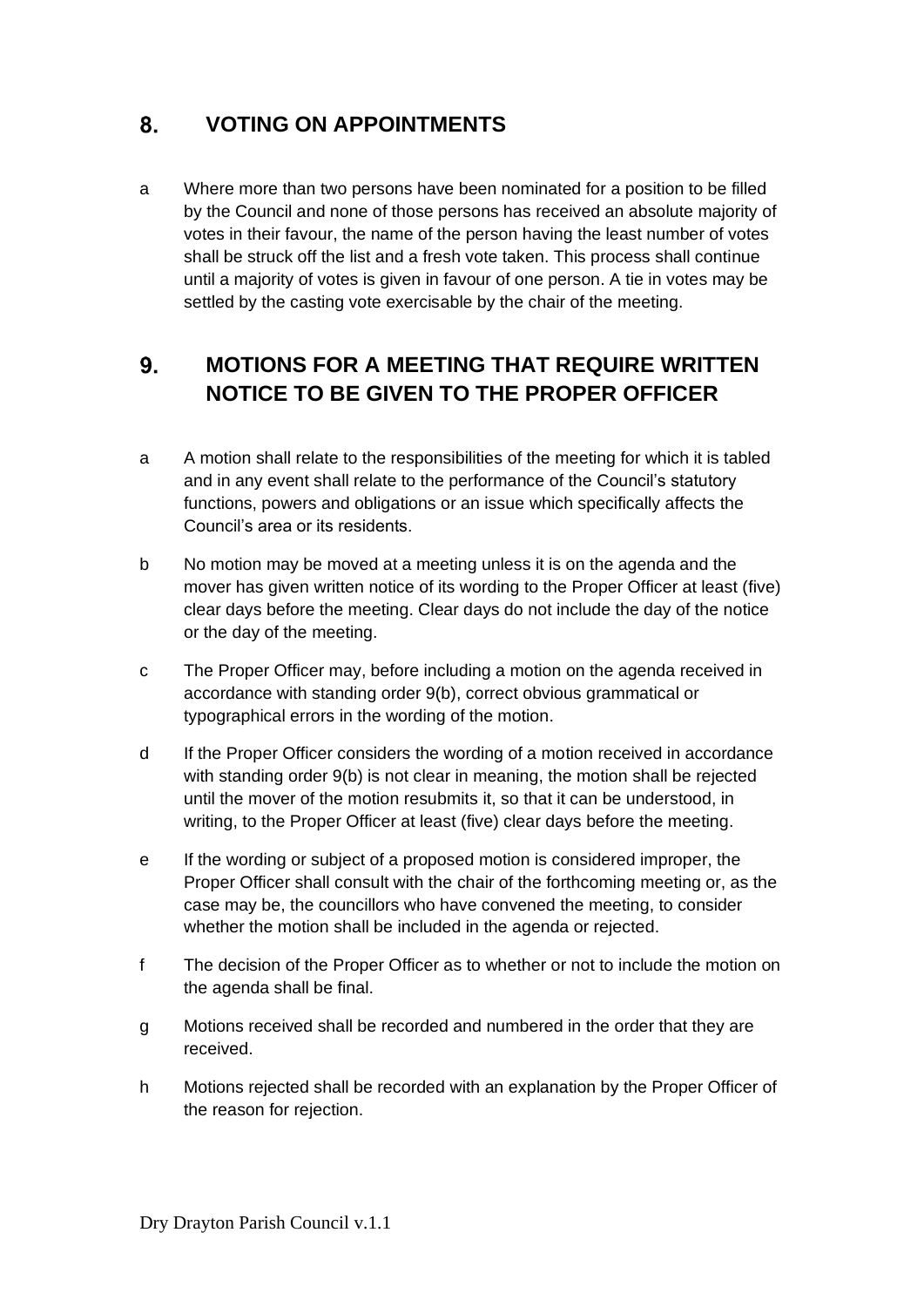## 8. VOTING ON APPOINTMENTS

a Where more than two persons have been nominated for a position to be filled by the Council and none of those persons has received an absolute majority of votes in their favour, the name of the person having the least number of votes shall be struck off the list and a fresh vote taken. This process shall continue until a majority of votes is given in favour of one person. A tie in votes may be settled by the casting vote exercisable by the chair of the meeting.

## 9. MOTIONS FOR A MEETING THAT REQUIRE WRITTEN NOTICE TO BE GIVEN TO THE PROPER OFFICER

a A motion shall relate to the responsibilities of the meeting for which it is tabled and in any event shall relate to the performance of the Council's statutory functions, powers and obligations or an issue which specifically affects the Council's area or its residents.

b No motion may be moved at a meeting unless it is on the agenda and the mover has given written notice of its wording to the Proper Officer at least (five) clear days before the meeting. Clear days do not include the day of the notice or the day of the meeting.

c The Proper Officer may, before including a motion on the agenda received in accordance with standing order 9(b), correct obvious grammatical or typographical errors in the wording of the motion.

d If the Proper Officer considers the wording of a motion received in accordance with standing order 9(b) is not clear in meaning, the motion shall be rejected until the mover of the motion resubmits it, so that it can be understood, in writing, to the Proper Officer at least (five) clear days before the meeting.

e If the wording or subject of a proposed motion is considered improper, the Proper Officer shall consult with the chair of the forthcoming meeting or, as the case may be, the councillors who have convened the meeting, to consider whether the motion shall be included in the agenda or rejected.

f The decision of the Proper Officer as to whether or not to include the motion on the agenda shall be final.

g Motions received shall be recorded and numbered in the order that they are received.

h Motions rejected shall be recorded with an explanation by the Proper Officer of the reason for rejection.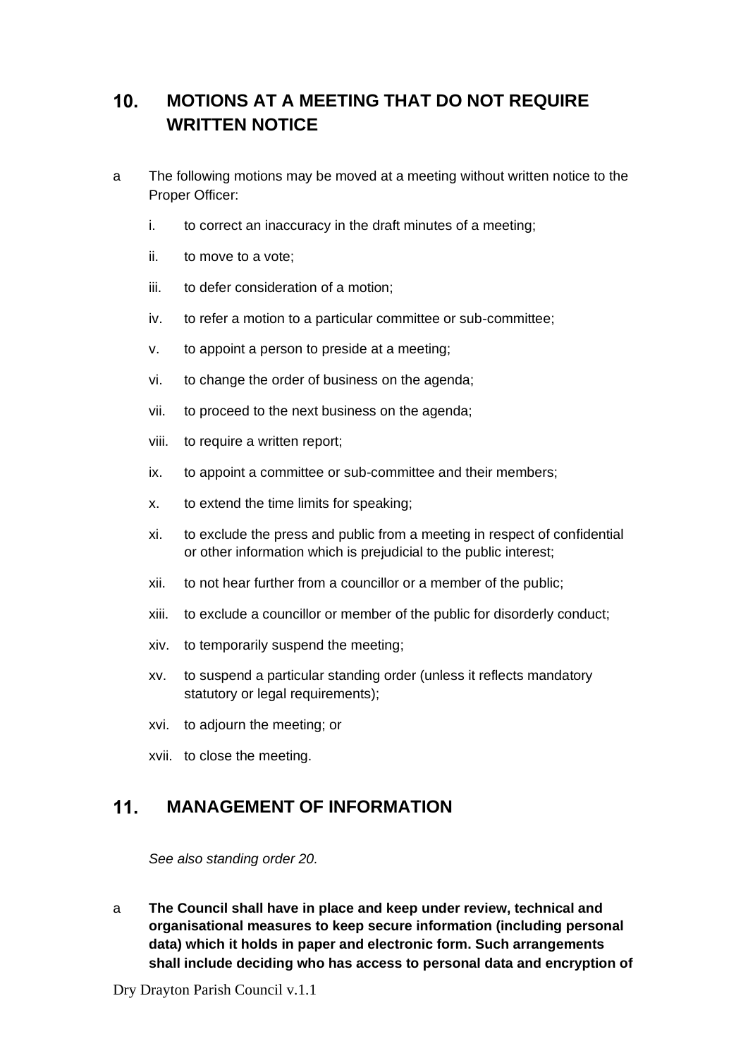## 10. MOTIONS AT A MEETING THAT DO NOT REQUIRE WRITTEN NOTICE

a The following motions may be moved at a meeting without written notice to the Proper Officer:

i. to correct an inaccuracy in the draft minutes of a meeting;

ii. to move to a vote;

iii. to defer consideration of a motion;

iv. to refer a motion to a particular committee or sub-committee;

v. to appoint a person to preside at a meeting;

vi. to change the order of business on the agenda;

vii. to proceed to the next business on the agenda;

viii. to require a written report;

ix. to appoint a committee or sub-committee and their members;

x. to extend the time limits for speaking;

xi. to exclude the press and public from a meeting in respect of confidential or other information which is prejudicial to the public interest;

xii. to not hear further from a councillor or a member of the public;

xiii. to exclude a councillor or member of the public for disorderly conduct;

xiv. to temporarily suspend the meeting;

xv. to suspend a particular standing order (unless it reflects mandatory statutory or legal requirements);

xvi. to adjourn the meeting; or

xvii. to close the meeting.

## 11. MANAGEMENT OF INFORMATION

*See also standing order 20.*

a **The Council shall have in place and keep under review, technical and organisational measures to keep secure information (including personal data) which it holds in paper and electronic form. Such arrangements shall include deciding who has access to personal data and encryption of**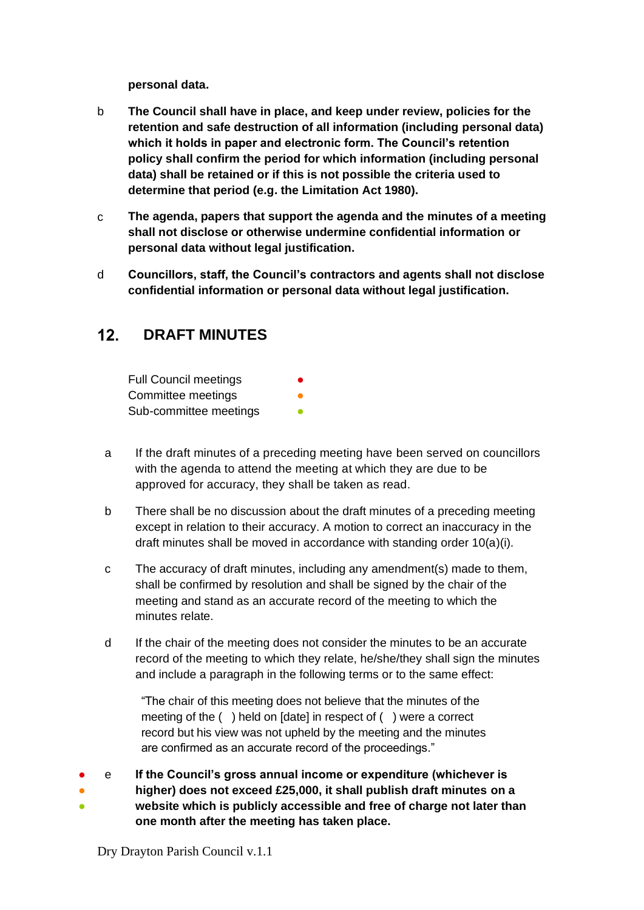**personal data.**

b **The Council shall have in place, and keep under review, policies for the retention and safe destruction of all information (including personal data) which it holds in paper and electronic form. The Council's retention policy shall confirm the period for which information (including personal data) shall be retained or if this is not possible the criteria used to determine that period (e.g. the Limitation Act 1980).**

c **The agenda, papers that support the agenda and the minutes of a meeting shall not disclose or otherwise undermine confidential information or personal data without legal justification.**

d **Councillors, staff, the Council's contractors and agents shall not disclose confidential information or personal data without legal justification.**

## 12. DRAFT MINUTES

Full Council meetings ●
Committee meetings ●
Sub-committee meetings ●

a If the draft minutes of a preceding meeting have been served on councillors with the agenda to attend the meeting at which they are due to be approved for accuracy, they shall be taken as read.

b There shall be no discussion about the draft minutes of a preceding meeting except in relation to their accuracy. A motion to correct an inaccuracy in the draft minutes shall be moved in accordance with standing order 10(a)(i).

c The accuracy of draft minutes, including any amendment(s) made to them, shall be confirmed by resolution and shall be signed by the chair of the meeting and stand as an accurate record of the meeting to which the minutes relate.

d If the chair of the meeting does not consider the minutes to be an accurate record of the meeting to which they relate, he/she/they shall sign the minutes and include a paragraph in the following terms or to the same effect:

"The chair of this meeting does not believe that the minutes of the meeting of the ( ) held on [date] in respect of ( ) were a correct record but his view was not upheld by the meeting and the minutes are confirmed as an accurate record of the proceedings."

● ● ● e **If the Council's gross annual income or expenditure (whichever is higher) does not exceed £25,000, it shall publish draft minutes on a website which is publicly accessible and free of charge not later than one month after the meeting has taken place.**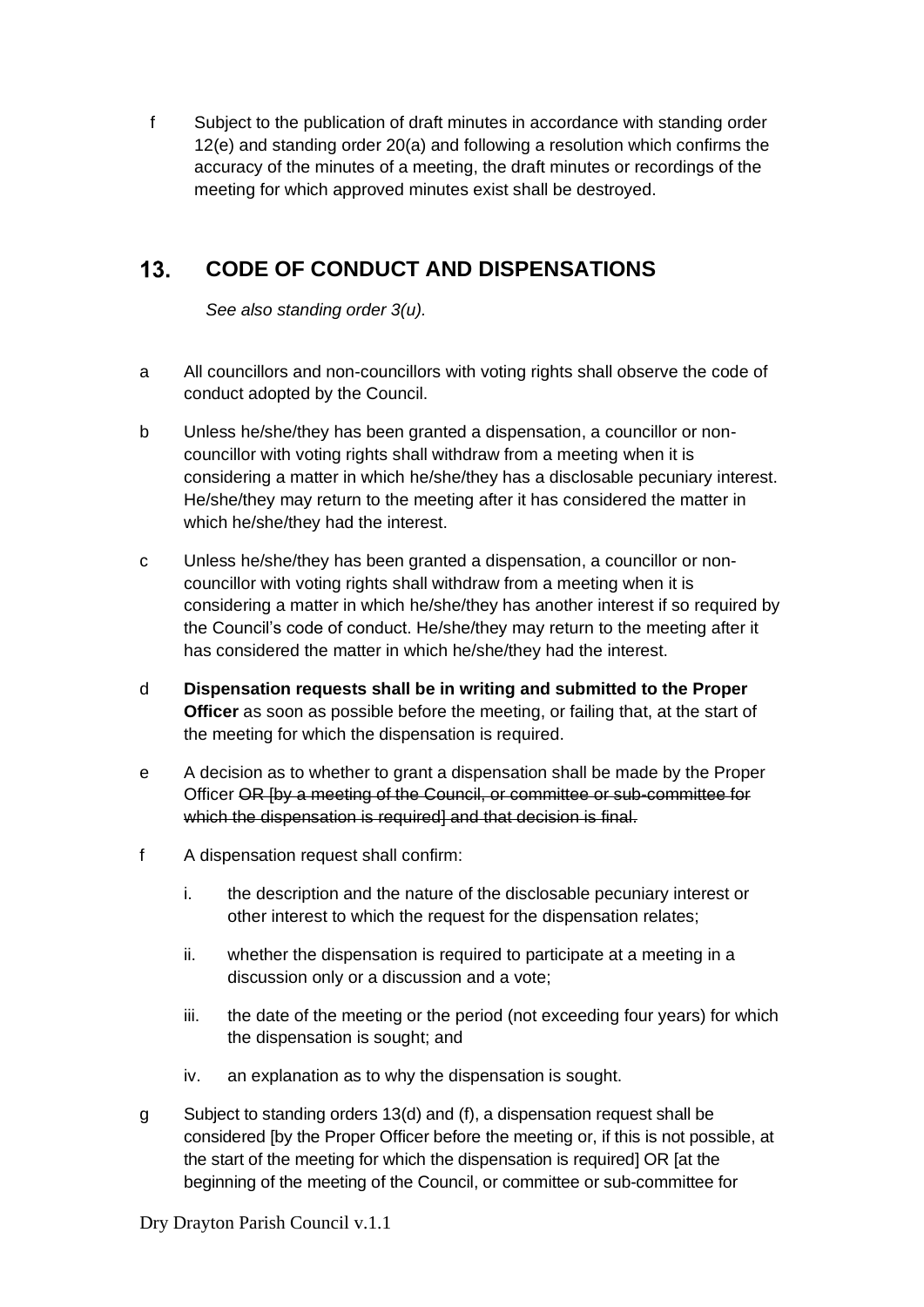f Subject to the publication of draft minutes in accordance with standing order 12(e) and standing order 20(a) and following a resolution which confirms the accuracy of the minutes of a meeting, the draft minutes or recordings of the meeting for which approved minutes exist shall be destroyed.

## 13. CODE OF CONDUCT AND DISPENSATIONS

*See also standing order 3(u).*

a All councillors and non-councillors with voting rights shall observe the code of conduct adopted by the Council.

b Unless he/she/they has been granted a dispensation, a councillor or non-councillor with voting rights shall withdraw from a meeting when it is considering a matter in which he/she/they has a disclosable pecuniary interest. He/she/they may return to the meeting after it has considered the matter in which he/she/they had the interest.

c Unless he/she/they has been granted a dispensation, a councillor or non-councillor with voting rights shall withdraw from a meeting when it is considering a matter in which he/she/they has another interest if so required by the Council's code of conduct. He/she/they may return to the meeting after it has considered the matter in which he/she/they had the interest.

d **Dispensation requests shall be in writing and submitted to the Proper Officer** as soon as possible before the meeting, or failing that, at the start of the meeting for which the dispensation is required.

e A decision as to whether to grant a dispensation shall be made by the Proper Officer ~~OR [by a meeting of the Council, or committee or sub-committee for which the dispensation is required] and that decision is final.~~

f A dispensation request shall confirm:

i. the description and the nature of the disclosable pecuniary interest or other interest to which the request for the dispensation relates;

ii. whether the dispensation is required to participate at a meeting in a discussion only or a discussion and a vote;

iii. the date of the meeting or the period (not exceeding four years) for which the dispensation is sought; and

iv. an explanation as to why the dispensation is sought.

g Subject to standing orders 13(d) and (f), a dispensation request shall be considered [by the Proper Officer before the meeting or, if this is not possible, at the start of the meeting for which the dispensation is required] OR [at the beginning of the meeting of the Council, or committee or sub-committee for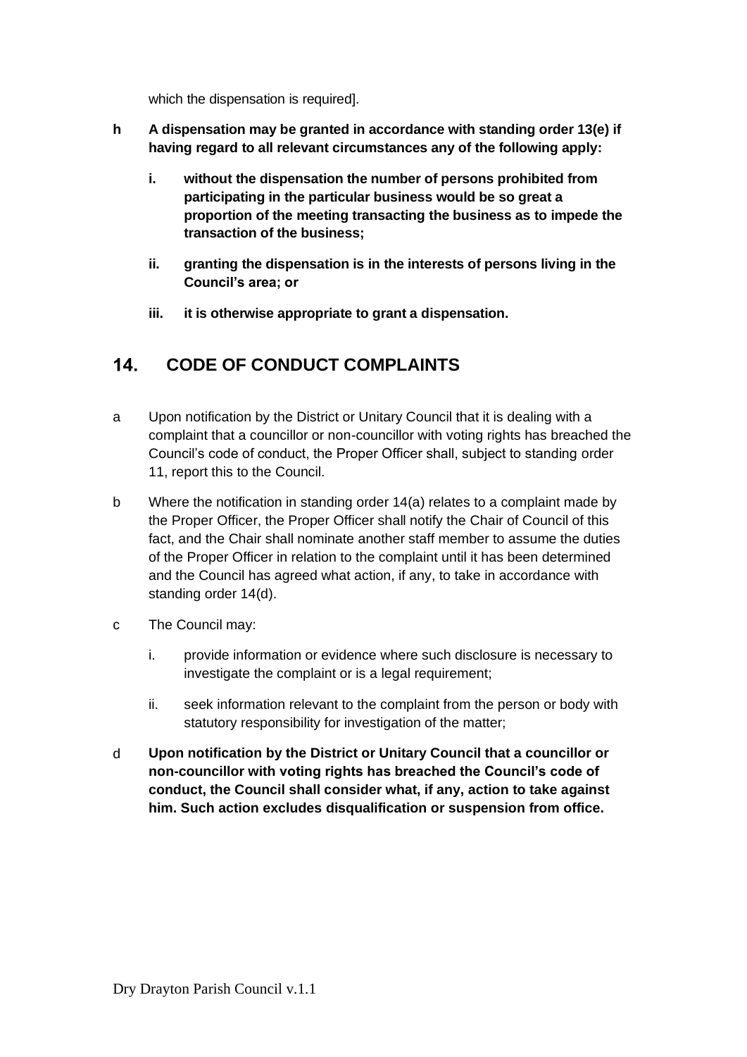which the dispensation is required].

**h** **A dispensation may be granted in accordance with standing order 13(e) if having regard to all relevant circumstances any of the following apply:**

- **i.** **without the dispensation the number of persons prohibited from participating in the particular business would be so great a proportion of the meeting transacting the business as to impede the transaction of the business;**
- **ii.** **granting the dispensation is in the interests of persons living in the Council's area; or**
- **iii.** **it is otherwise appropriate to grant a dispensation.**

## 14. CODE OF CONDUCT COMPLAINTS

a Upon notification by the District or Unitary Council that it is dealing with a complaint that a councillor or non-councillor with voting rights has breached the Council's code of conduct, the Proper Officer shall, subject to standing order 11, report this to the Council.

b Where the notification in standing order 14(a) relates to a complaint made by the Proper Officer, the Proper Officer shall notify the Chair of Council of this fact, and the Chair shall nominate another staff member to assume the duties of the Proper Officer in relation to the complaint until it has been determined and the Council has agreed what action, if any, to take in accordance with standing order 14(d).

c The Council may:

- i. provide information or evidence where such disclosure is necessary to investigate the complaint or is a legal requirement;
- ii. seek information relevant to the complaint from the person or body with statutory responsibility for investigation of the matter;

d **Upon notification by the District or Unitary Council that a councillor or non-councillor with voting rights has breached the Council's code of conduct, the Council shall consider what, if any, action to take against him. Such action excludes disqualification or suspension from office.**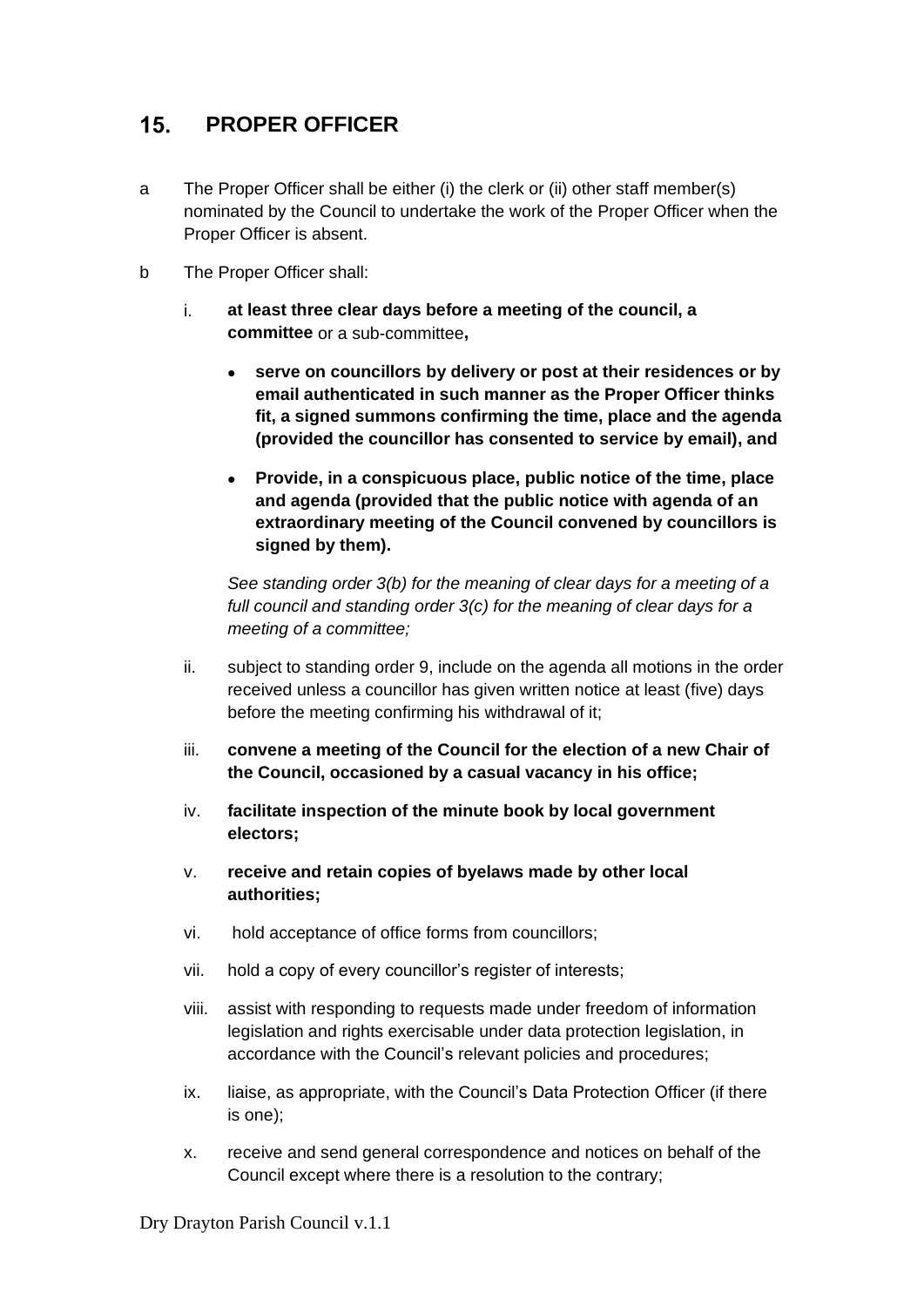## 15. PROPER OFFICER

a The Proper Officer shall be either (i) the clerk or (ii) other staff member(s) nominated by the Council to undertake the work of the Proper Officer when the Proper Officer is absent.

b The Proper Officer shall:

i. **at least three clear days before a meeting of the council, a committee** or a sub-committee**,**

- **serve on councillors by delivery or post at their residences or by email authenticated in such manner as the Proper Officer thinks fit, a signed summons confirming the time, place and the agenda (provided the councillor has consented to service by email), and**
- **Provide, in a conspicuous place, public notice of the time, place and agenda (provided that the public notice with agenda of an extraordinary meeting of the Council convened by councillors is signed by them).**

*See standing order 3(b) for the meaning of clear days for a meeting of a full council and standing order 3(c) for the meaning of clear days for a meeting of a committee;*

ii. subject to standing order 9, include on the agenda all motions in the order received unless a councillor has given written notice at least (five) days before the meeting confirming his withdrawal of it;

iii. **convene a meeting of the Council for the election of a new Chair of the Council, occasioned by a casual vacancy in his office;**

iv. **facilitate inspection of the minute book by local government electors;**

v. **receive and retain copies of byelaws made by other local authorities;**

vi. hold acceptance of office forms from councillors;

vii. hold a copy of every councillor's register of interests;

viii. assist with responding to requests made under freedom of information legislation and rights exercisable under data protection legislation, in accordance with the Council's relevant policies and procedures;

ix. liaise, as appropriate, with the Council's Data Protection Officer (if there is one);

x. receive and send general correspondence and notices on behalf of the Council except where there is a resolution to the contrary;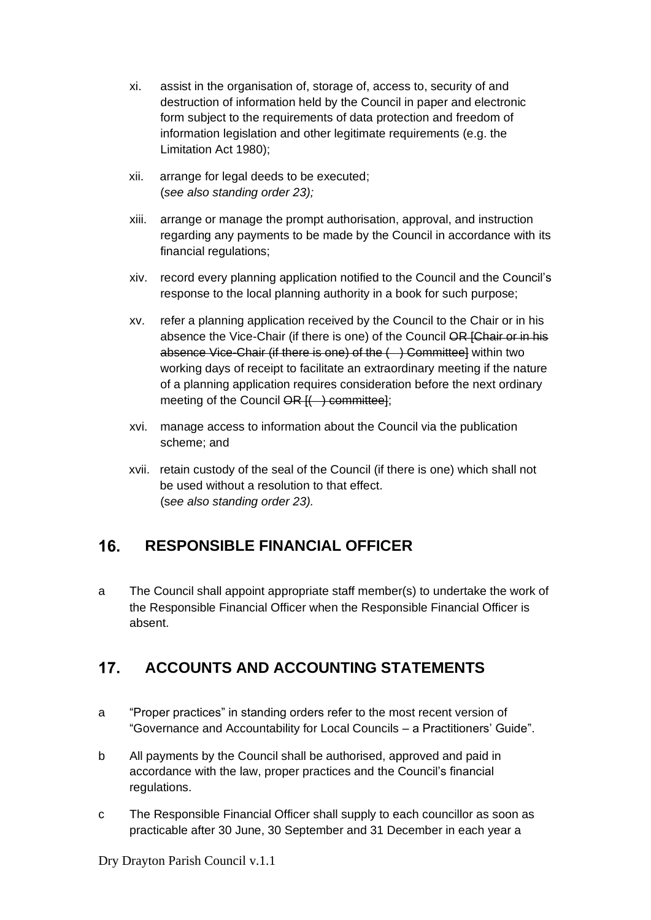xi. assist in the organisation of, storage of, access to, security of and destruction of information held by the Council in paper and electronic form subject to the requirements of data protection and freedom of information legislation and other legitimate requirements (e.g. the Limitation Act 1980);

xii. arrange for legal deeds to be executed;
(*see also standing order 23);*

xiii. arrange or manage the prompt authorisation, approval, and instruction regarding any payments to be made by the Council in accordance with its financial regulations;

xiv. record every planning application notified to the Council and the Council's response to the local planning authority in a book for such purpose;

xv. refer a planning application received by the Council to the Chair or in his absence the Vice-Chair (if there is one) of the Council ~~OR [Chair or in his absence Vice-Chair (if there is one) of the ( ) Committee]~~ within two working days of receipt to facilitate an extraordinary meeting if the nature of a planning application requires consideration before the next ordinary meeting of the Council ~~OR [( ) committee]~~;

xvi. manage access to information about the Council via the publication scheme; and

xvii. retain custody of the seal of the Council (if there is one) which shall not be used without a resolution to that effect.
(*see also standing order 23).*

## 16. RESPONSIBLE FINANCIAL OFFICER

a The Council shall appoint appropriate staff member(s) to undertake the work of the Responsible Financial Officer when the Responsible Financial Officer is absent.

## 17. ACCOUNTS AND ACCOUNTING STATEMENTS

a "Proper practices" in standing orders refer to the most recent version of "Governance and Accountability for Local Councils – a Practitioners' Guide".

b All payments by the Council shall be authorised, approved and paid in accordance with the law, proper practices and the Council's financial regulations.

c The Responsible Financial Officer shall supply to each councillor as soon as practicable after 30 June, 30 September and 31 December in each year a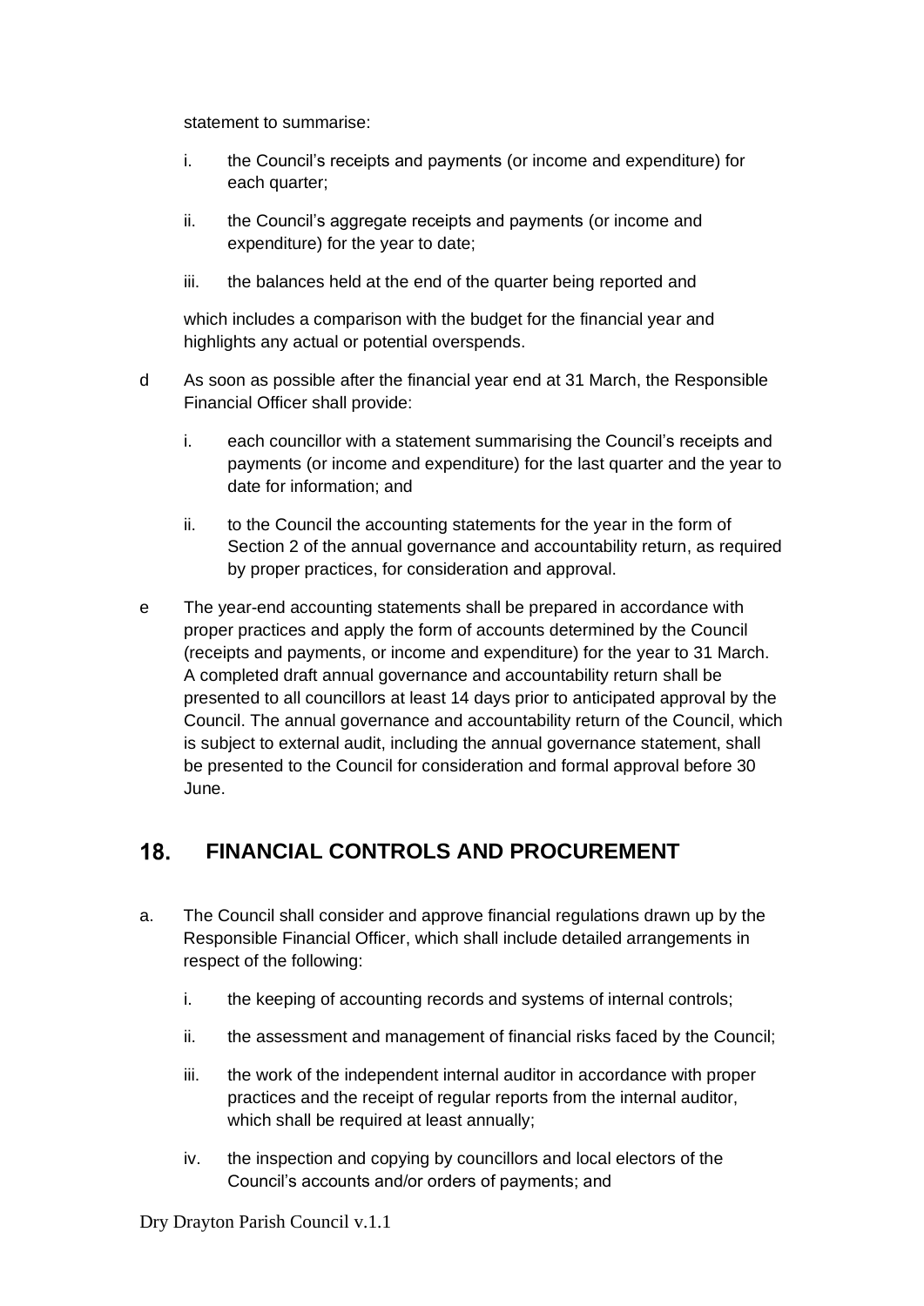statement to summarise:

i. the Council's receipts and payments (or income and expenditure) for each quarter;

ii. the Council's aggregate receipts and payments (or income and expenditure) for the year to date;

iii. the balances held at the end of the quarter being reported and

which includes a comparison with the budget for the financial year and highlights any actual or potential overspends.

d As soon as possible after the financial year end at 31 March, the Responsible Financial Officer shall provide:

i. each councillor with a statement summarising the Council's receipts and payments (or income and expenditure) for the last quarter and the year to date for information; and

ii. to the Council the accounting statements for the year in the form of Section 2 of the annual governance and accountability return, as required by proper practices, for consideration and approval.

e The year-end accounting statements shall be prepared in accordance with proper practices and apply the form of accounts determined by the Council (receipts and payments, or income and expenditure) for the year to 31 March. A completed draft annual governance and accountability return shall be presented to all councillors at least 14 days prior to anticipated approval by the Council. The annual governance and accountability return of the Council, which is subject to external audit, including the annual governance statement, shall be presented to the Council for consideration and formal approval before 30 June.

## 18. FINANCIAL CONTROLS AND PROCUREMENT

a. The Council shall consider and approve financial regulations drawn up by the Responsible Financial Officer, which shall include detailed arrangements in respect of the following:

i. the keeping of accounting records and systems of internal controls;

ii. the assessment and management of financial risks faced by the Council;

iii. the work of the independent internal auditor in accordance with proper practices and the receipt of regular reports from the internal auditor, which shall be required at least annually;

iv. the inspection and copying by councillors and local electors of the Council's accounts and/or orders of payments; and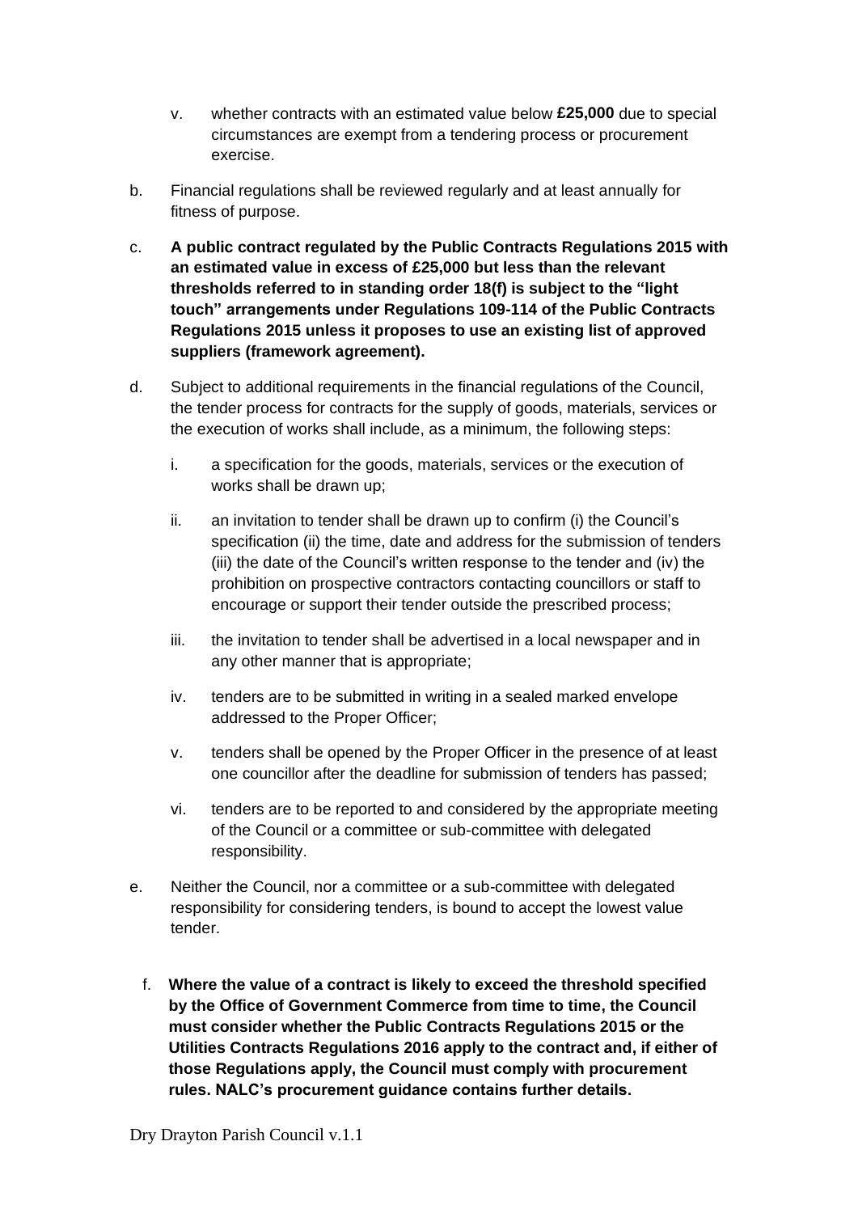v. whether contracts with an estimated value below **£25,000** due to special circumstances are exempt from a tendering process or procurement exercise.

b. Financial regulations shall be reviewed regularly and at least annually for fitness of purpose.

c. **A public contract regulated by the Public Contracts Regulations 2015 with an estimated value in excess of £25,000 but less than the relevant thresholds referred to in standing order 18(f) is subject to the "light touch" arrangements under Regulations 109-114 of the Public Contracts Regulations 2015 unless it proposes to use an existing list of approved suppliers (framework agreement).**

d. Subject to additional requirements in the financial regulations of the Council, the tender process for contracts for the supply of goods, materials, services or the execution of works shall include, as a minimum, the following steps:

   i. a specification for the goods, materials, services or the execution of works shall be drawn up;

   ii. an invitation to tender shall be drawn up to confirm (i) the Council's specification (ii) the time, date and address for the submission of tenders (iii) the date of the Council's written response to the tender and (iv) the prohibition on prospective contractors contacting councillors or staff to encourage or support their tender outside the prescribed process;

   iii. the invitation to tender shall be advertised in a local newspaper and in any other manner that is appropriate;

   iv. tenders are to be submitted in writing in a sealed marked envelope addressed to the Proper Officer;

   v. tenders shall be opened by the Proper Officer in the presence of at least one councillor after the deadline for submission of tenders has passed;

   vi. tenders are to be reported to and considered by the appropriate meeting of the Council or a committee or sub-committee with delegated responsibility.

e. Neither the Council, nor a committee or a sub-committee with delegated responsibility for considering tenders, is bound to accept the lowest value tender.

f. **Where the value of a contract is likely to exceed the threshold specified by the Office of Government Commerce from time to time, the Council must consider whether the Public Contracts Regulations 2015 or the Utilities Contracts Regulations 2016 apply to the contract and, if either of those Regulations apply, the Council must comply with procurement rules. NALC's procurement guidance contains further details.**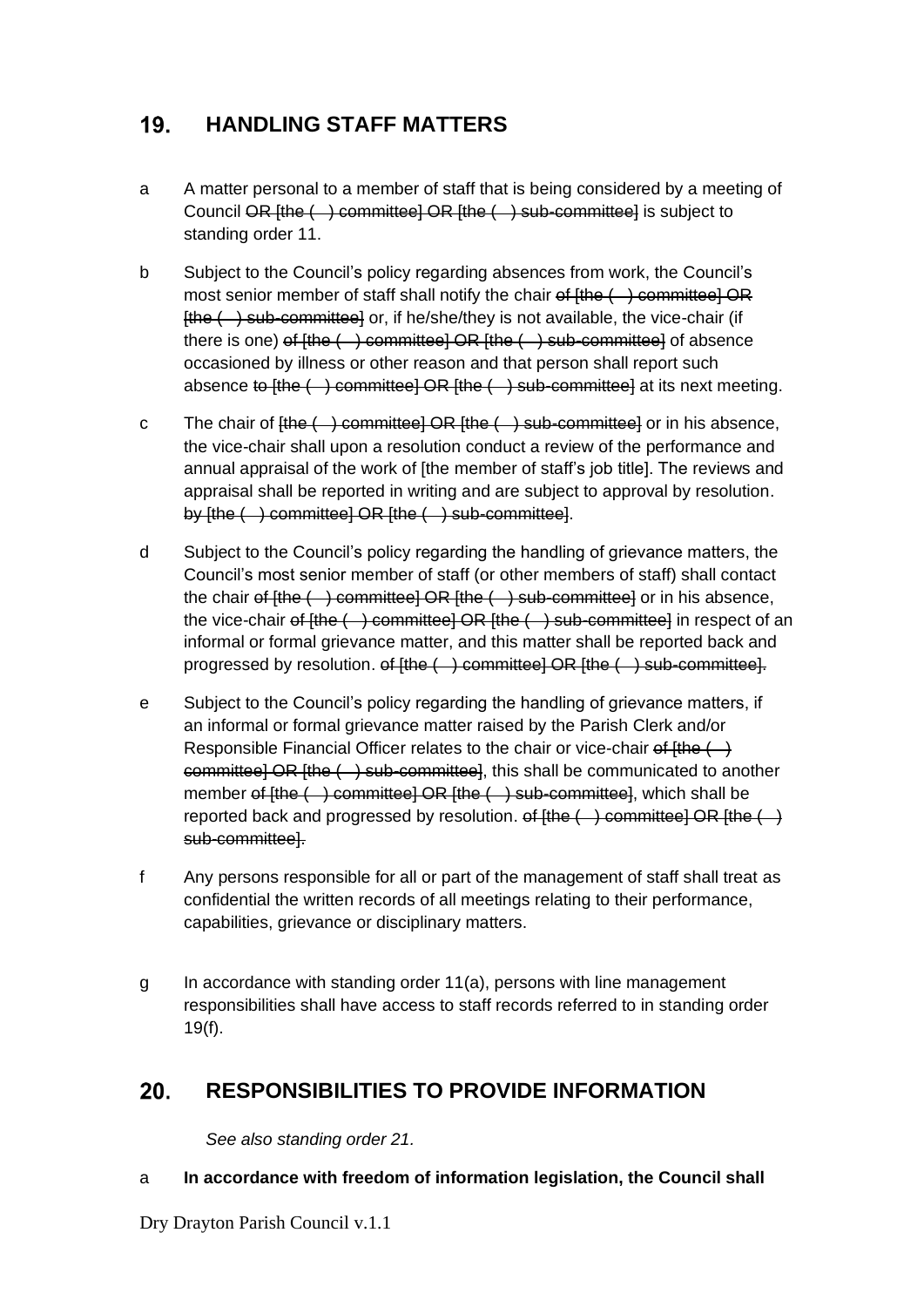## 19. HANDLING STAFF MATTERS

a A matter personal to a member of staff that is being considered by a meeting of Council ~~OR [the ( ) committee] OR [the ( ) sub-committee]~~ is subject to standing order 11.

b Subject to the Council's policy regarding absences from work, the Council's most senior member of staff shall notify the chair ~~of [the ( ) committee] OR [the ( ) sub-committee]~~ or, if he/she/they is not available, the vice-chair (if there is one) ~~of [the ( ) committee] OR [the ( ) sub-committee]~~ of absence occasioned by illness or other reason and that person shall report such absence ~~to [the ( ) committee] OR [the ( ) sub-committee]~~ at its next meeting.

c The chair of ~~[the ( ) committee] OR [the ( ) sub-committee]~~ or in his absence, the vice-chair shall upon a resolution conduct a review of the performance and annual appraisal of the work of [the member of staff's job title]. The reviews and appraisal shall be reported in writing and are subject to approval by resolution. ~~by [the ( ) committee] OR [the ( ) sub-committee]~~.

d Subject to the Council's policy regarding the handling of grievance matters, the Council's most senior member of staff (or other members of staff) shall contact the chair ~~of [the ( ) committee] OR [the ( ) sub-committee]~~ or in his absence, the vice-chair ~~of [the ( ) committee] OR [the ( ) sub-committee]~~ in respect of an informal or formal grievance matter, and this matter shall be reported back and progressed by resolution. ~~of [the ( ) committee] OR [the ( ) sub-committee].~~

e Subject to the Council's policy regarding the handling of grievance matters, if an informal or formal grievance matter raised by the Parish Clerk and/or Responsible Financial Officer relates to the chair or vice-chair ~~of [the ( ) committee] OR [the ( ) sub-committee]~~, this shall be communicated to another member ~~of [the ( ) committee] OR [the ( ) sub-committee]~~, which shall be reported back and progressed by resolution. ~~of [the ( ) committee] OR [the ( ) sub-committee].~~

f Any persons responsible for all or part of the management of staff shall treat as confidential the written records of all meetings relating to their performance, capabilities, grievance or disciplinary matters.

g In accordance with standing order 11(a), persons with line management responsibilities shall have access to staff records referred to in standing order 19(f).

## 20. RESPONSIBILITIES TO PROVIDE INFORMATION

*See also standing order 21.*

a **In accordance with freedom of information legislation, the Council shall**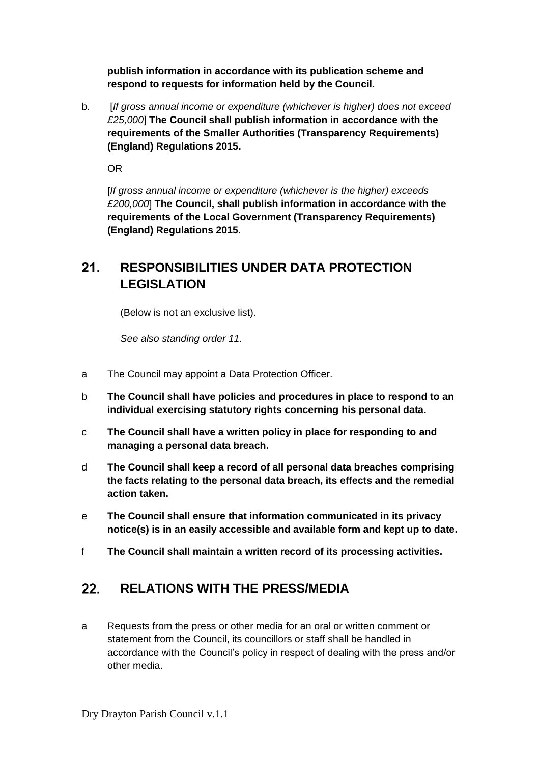**publish information in accordance with its publication scheme and respond to requests for information held by the Council.**

b. [*If gross annual income or expenditure (whichever is higher) does not exceed £25,000*] **The Council shall publish information in accordance with the requirements of the Smaller Authorities (Transparency Requirements) (England) Regulations 2015.**

OR

[*If gross annual income or expenditure (whichever is the higher) exceeds £200,000*] **The Council, shall publish information in accordance with the requirements of the Local Government (Transparency Requirements) (England) Regulations 2015**.

## 21. RESPONSIBILITIES UNDER DATA PROTECTION LEGISLATION

(Below is not an exclusive list).

*See also standing order 11.*

a The Council may appoint a Data Protection Officer.

b **The Council shall have policies and procedures in place to respond to an individual exercising statutory rights concerning his personal data.**

c **The Council shall have a written policy in place for responding to and managing a personal data breach.**

d **The Council shall keep a record of all personal data breaches comprising the facts relating to the personal data breach, its effects and the remedial action taken.**

e **The Council shall ensure that information communicated in its privacy notice(s) is in an easily accessible and available form and kept up to date.**

f **The Council shall maintain a written record of its processing activities.**

## 22. RELATIONS WITH THE PRESS/MEDIA

a Requests from the press or other media for an oral or written comment or statement from the Council, its councillors or staff shall be handled in accordance with the Council's policy in respect of dealing with the press and/or other media.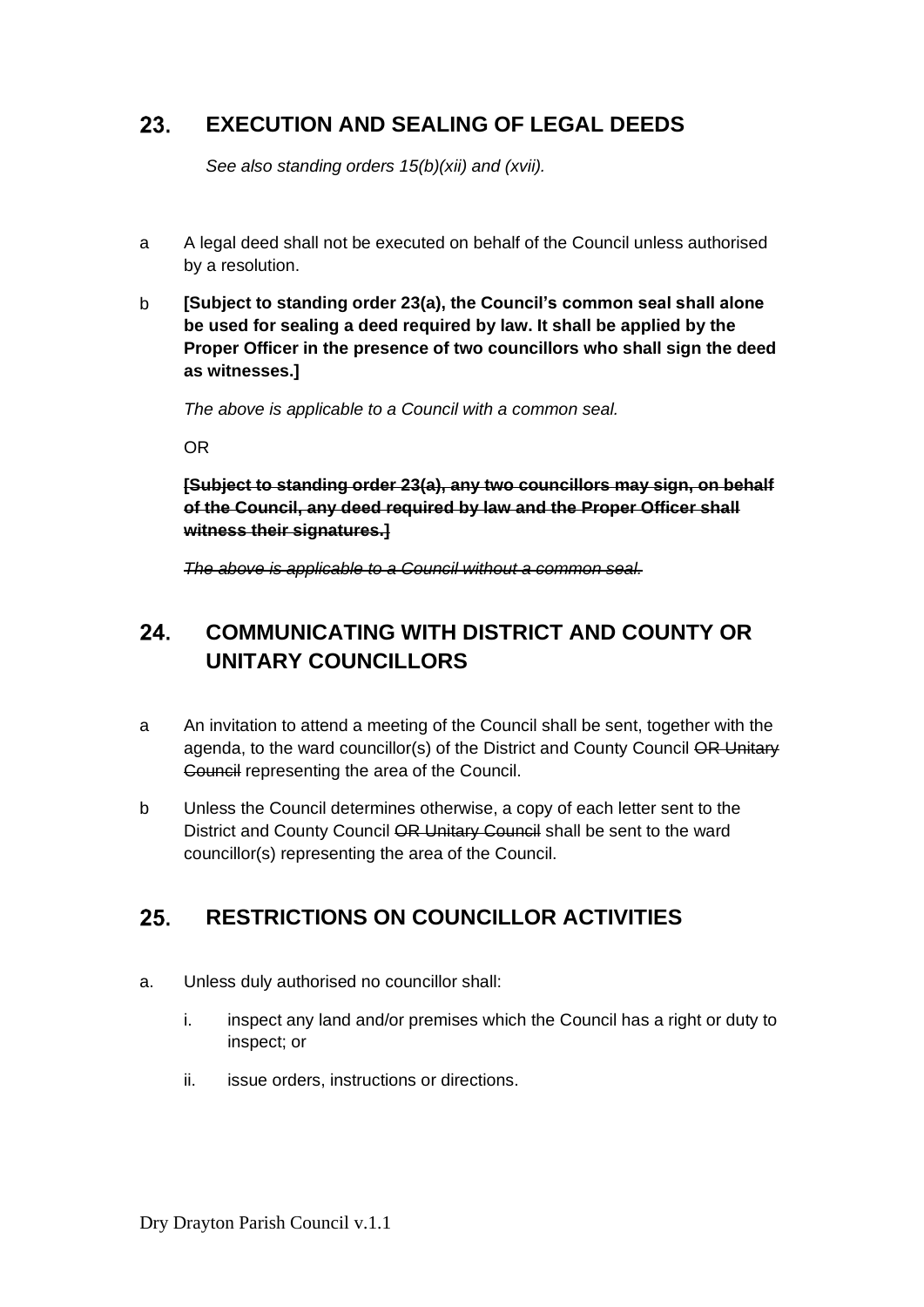## 23. EXECUTION AND SEALING OF LEGAL DEEDS

*See also standing orders 15(b)(xii) and (xvii).*

a A legal deed shall not be executed on behalf of the Council unless authorised by a resolution.

b **[Subject to standing order 23(a), the Council's common seal shall alone be used for sealing a deed required by law. It shall be applied by the Proper Officer in the presence of two councillors who shall sign the deed as witnesses.]**

*The above is applicable to a Council with a common seal.*

OR

~~**[Subject to standing order 23(a), any two councillors may sign, on behalf of the Council, any deed required by law and the Proper Officer shall witness their signatures.]**~~

~~*The above is applicable to a Council without a common seal.*~~

## 24. COMMUNICATING WITH DISTRICT AND COUNTY OR UNITARY COUNCILLORS

a An invitation to attend a meeting of the Council shall be sent, together with the agenda, to the ward councillor(s) of the District and County Council ~~OR Unitary Council~~ representing the area of the Council.

b Unless the Council determines otherwise, a copy of each letter sent to the District and County Council ~~OR Unitary Council~~ shall be sent to the ward councillor(s) representing the area of the Council.

## 25. RESTRICTIONS ON COUNCILLOR ACTIVITIES

a. Unless duly authorised no councillor shall:

   i. inspect any land and/or premises which the Council has a right or duty to inspect; or

   ii. issue orders, instructions or directions.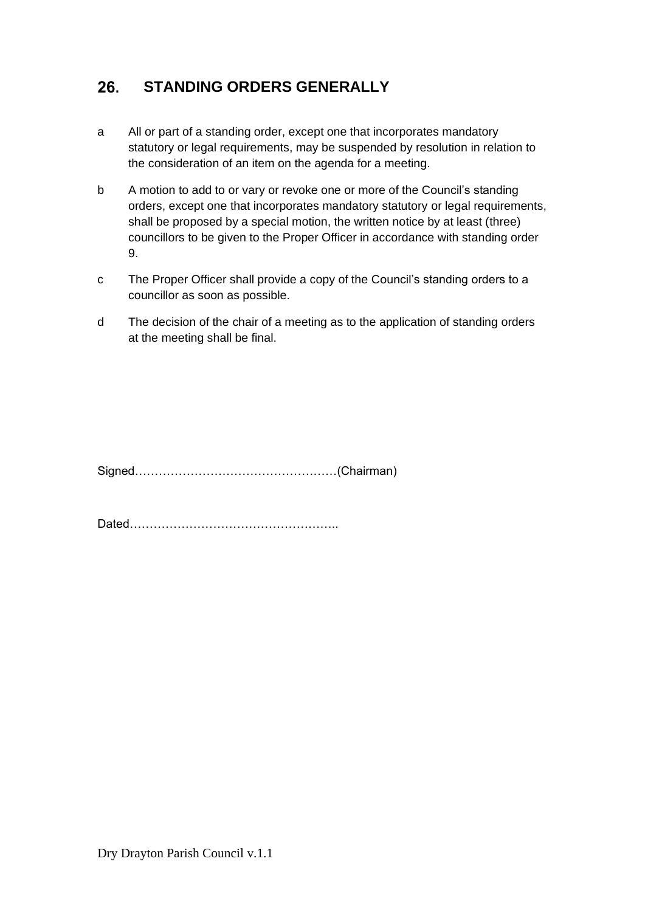## 26. STANDING ORDERS GENERALLY

a All or part of a standing order, except one that incorporates mandatory statutory or legal requirements, may be suspended by resolution in relation to the consideration of an item on the agenda for a meeting.

b A motion to add to or vary or revoke one or more of the Council's standing orders, except one that incorporates mandatory statutory or legal requirements, shall be proposed by a special motion, the written notice by at least (three) councillors to be given to the Proper Officer in accordance with standing order 9.

c The Proper Officer shall provide a copy of the Council's standing orders to a councillor as soon as possible.

d The decision of the chair of a meeting as to the application of standing orders at the meeting shall be final.

Signed……………………………………………(Chairman)

Dated……………………………………………..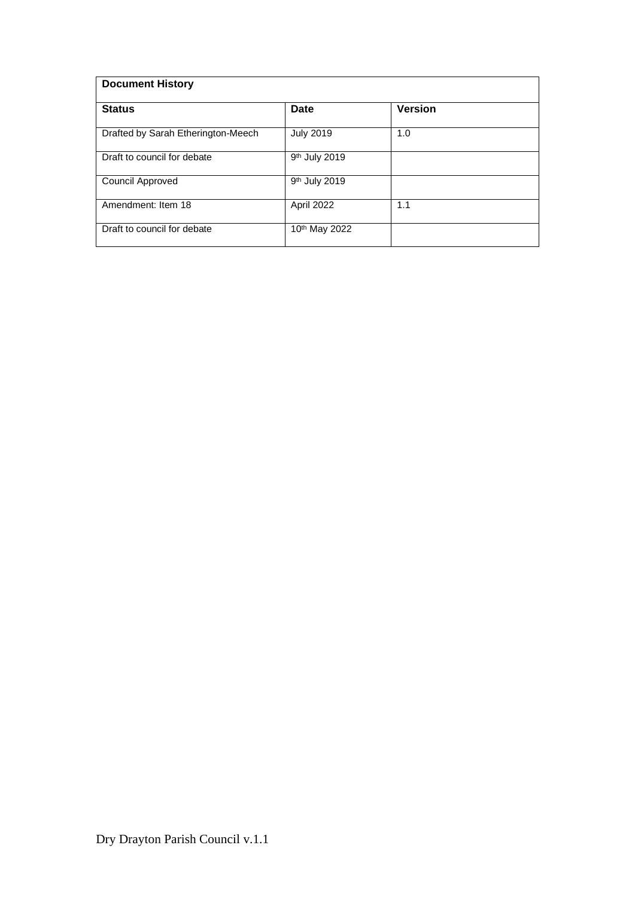| **Document History** | | |
|---|---|---|
| **Status** | **Date** | **Version** |
| Drafted by Sarah Etherington-Meech | July 2019 | 1.0 |
| Draft to council for debate | 9th July 2019 | |
| Council Approved | 9th July 2019 | |
| Amendment: Item 18 | April 2022 | 1.1 |
| Draft to council for debate | 10th May 2022 | |